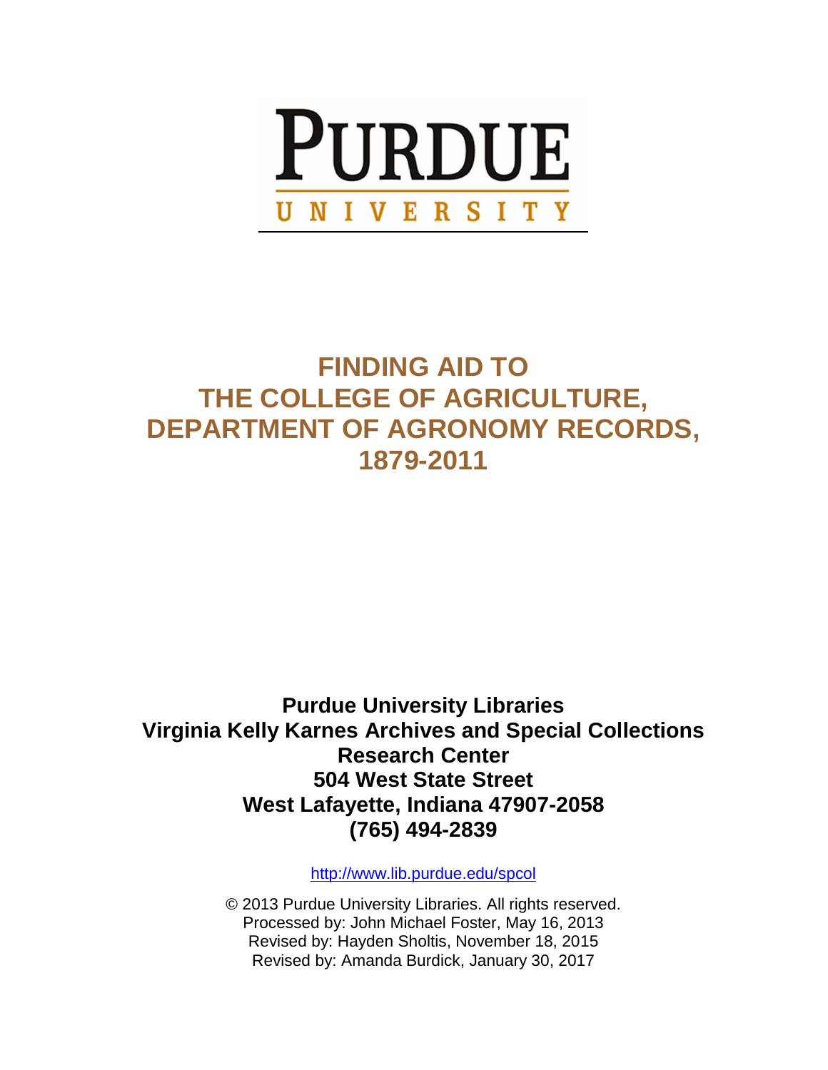PURDUE
UNIVERSITY

# FINDING AID TO THE COLLEGE OF AGRICULTURE, DEPARTMENT OF AGRONOMY RECORDS, 1879-2011

**Purdue University Libraries**
**Virginia Kelly Karnes Archives and Special Collections Research Center**
**504 West State Street**
**West Lafayette, Indiana 47907-2058**
**(765) 494-2839**

http://www.lib.purdue.edu/spcol

© 2013 Purdue University Libraries. All rights reserved.
Processed by: John Michael Foster, May 16, 2013
Revised by: Hayden Sholtis, November 18, 2015
Revised by: Amanda Burdick, January 30, 2017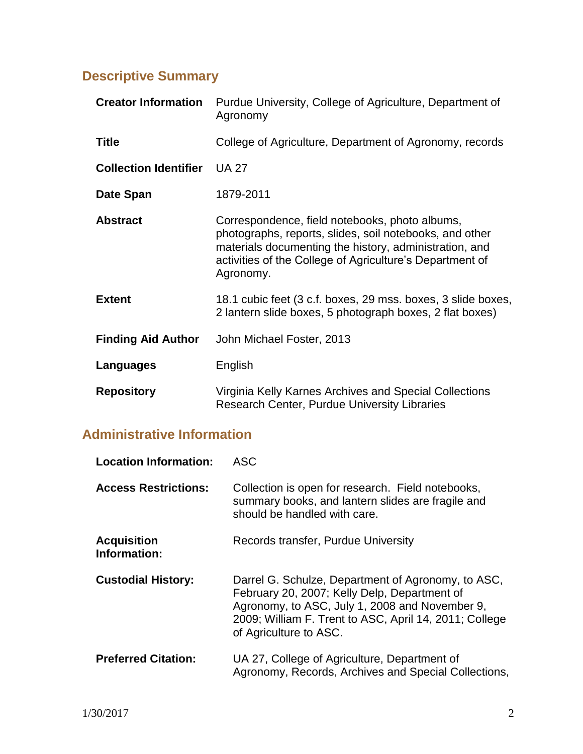## Descriptive Summary

| | |
|---|---|
| **Creator Information** | Purdue University, College of Agriculture, Department of Agronomy |
| **Title** | College of Agriculture, Department of Agronomy, records |
| **Collection Identifier** | UA 27 |
| **Date Span** | 1879-2011 |
| **Abstract** | Correspondence, field notebooks, photo albums, photographs, reports, slides, soil notebooks, and other materials documenting the history, administration, and activities of the College of Agriculture's Department of Agronomy. |
| **Extent** | 18.1 cubic feet (3 c.f. boxes, 29 mss. boxes, 3 slide boxes, 2 lantern slide boxes, 5 photograph boxes, 2 flat boxes) |
| **Finding Aid Author** | John Michael Foster, 2013 |
| **Languages** | English |
| **Repository** | Virginia Kelly Karnes Archives and Special Collections Research Center, Purdue University Libraries |

## Administrative Information

| | |
|---|---|
| **Location Information:** | ASC |
| **Access Restrictions:** | Collection is open for research. Field notebooks, summary books, and lantern slides are fragile and should be handled with care. |
| **Acquisition Information:** | Records transfer, Purdue University |
| **Custodial History:** | Darrel G. Schulze, Department of Agronomy, to ASC, February 20, 2007; Kelly Delp, Department of Agronomy, to ASC, July 1, 2008 and November 9, 2009; William F. Trent to ASC, April 14, 2011; College of Agriculture to ASC. |
| **Preferred Citation:** | UA 27, College of Agriculture, Department of Agronomy, Records, Archives and Special Collections, |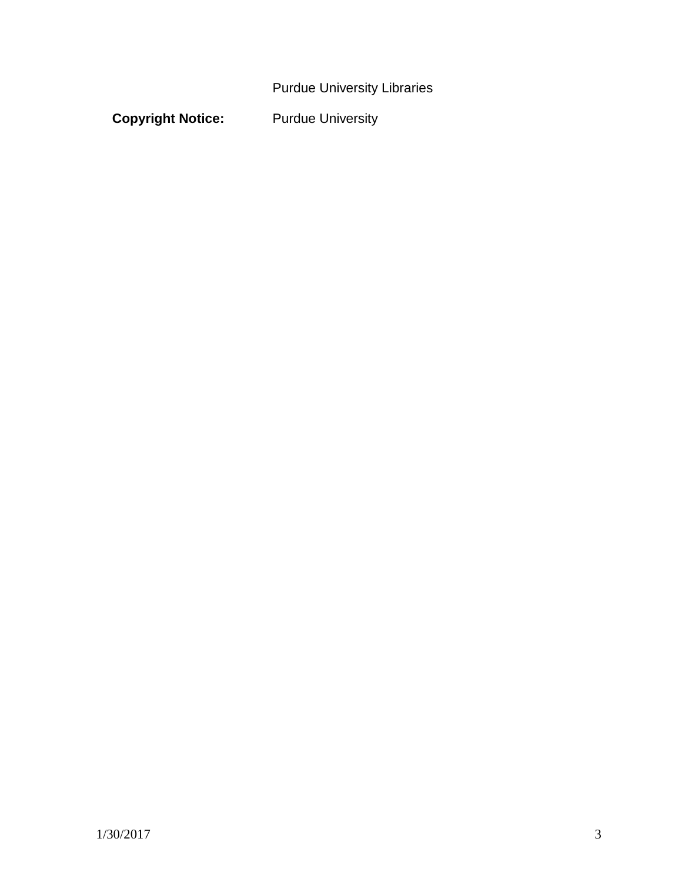Purdue University Libraries

**Copyright Notice:** Purdue University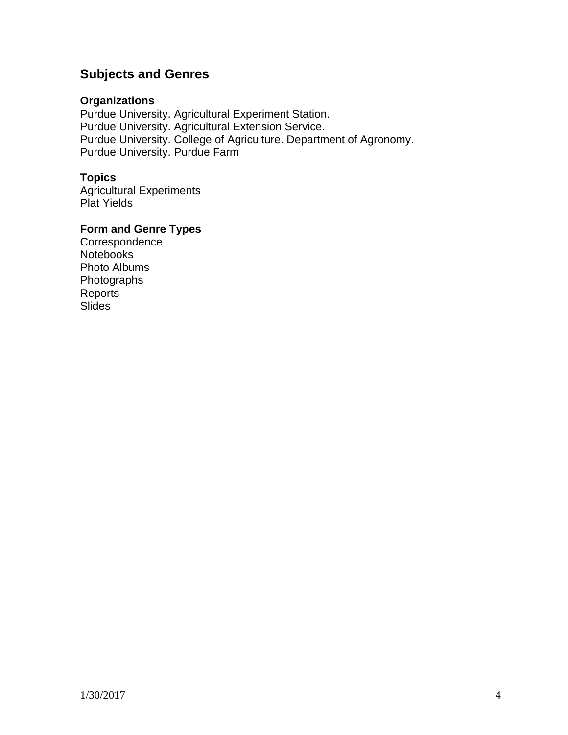## Subjects and Genres

### Organizations

Purdue University. Agricultural Experiment Station.
Purdue University. Agricultural Extension Service.
Purdue University. College of Agriculture. Department of Agronomy.
Purdue University. Purdue Farm

### Topics

Agricultural Experiments
Plat Yields

### Form and Genre Types

Correspondence
Notebooks
Photo Albums
Photographs
Reports
Slides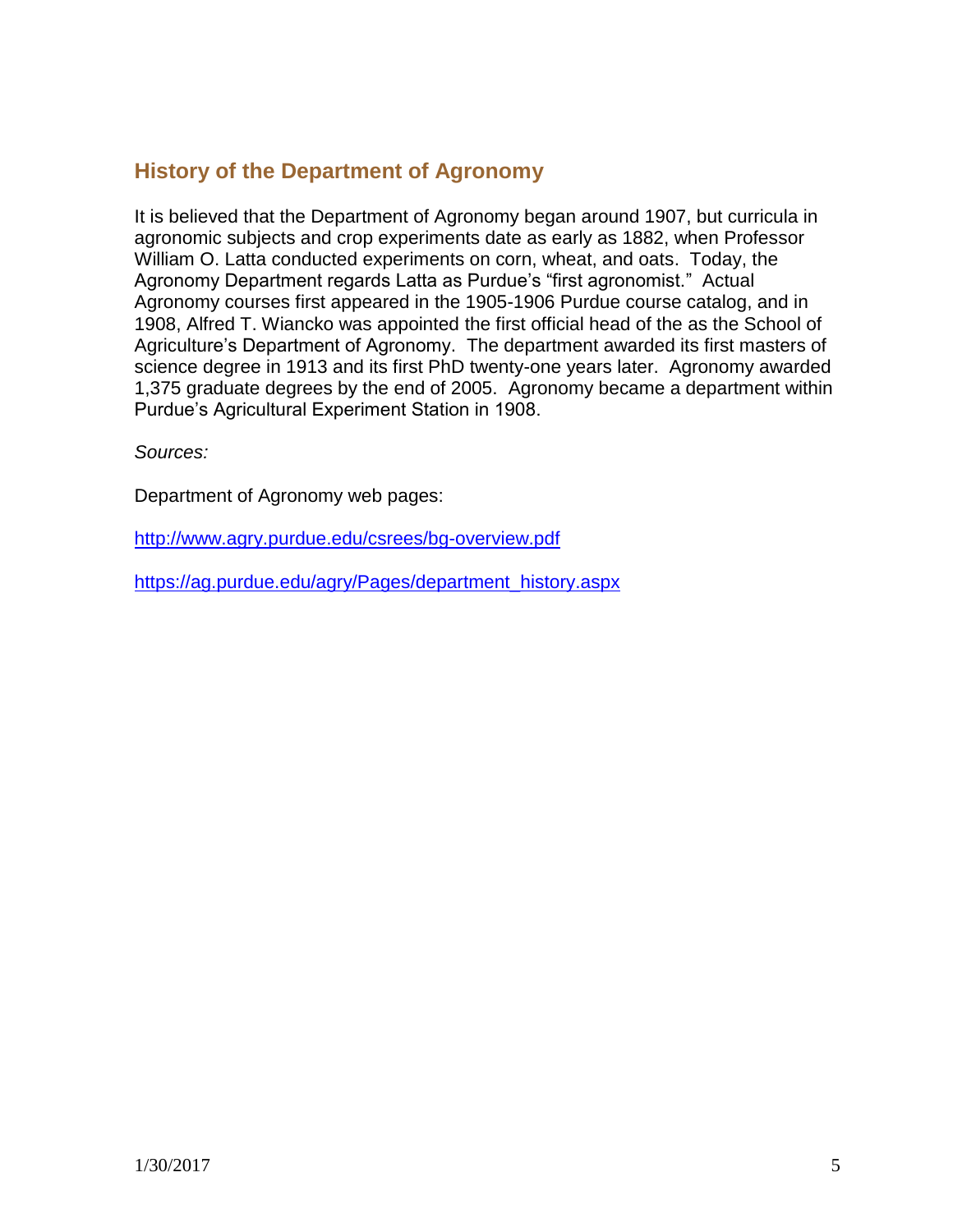## History of the Department of Agronomy

It is believed that the Department of Agronomy began around 1907, but curricula in agronomic subjects and crop experiments date as early as 1882, when Professor William O. Latta conducted experiments on corn, wheat, and oats. Today, the Agronomy Department regards Latta as Purdue's "first agronomist." Actual Agronomy courses first appeared in the 1905-1906 Purdue course catalog, and in 1908, Alfred T. Wiancko was appointed the first official head of the as the School of Agriculture's Department of Agronomy. The department awarded its first masters of science degree in 1913 and its first PhD twenty-one years later. Agronomy awarded 1,375 graduate degrees by the end of 2005. Agronomy became a department within Purdue's Agricultural Experiment Station in 1908.

*Sources:*

Department of Agronomy web pages:

http://www.agry.purdue.edu/csrees/bg-overview.pdf

https://ag.purdue.edu/agry/Pages/department_history.aspx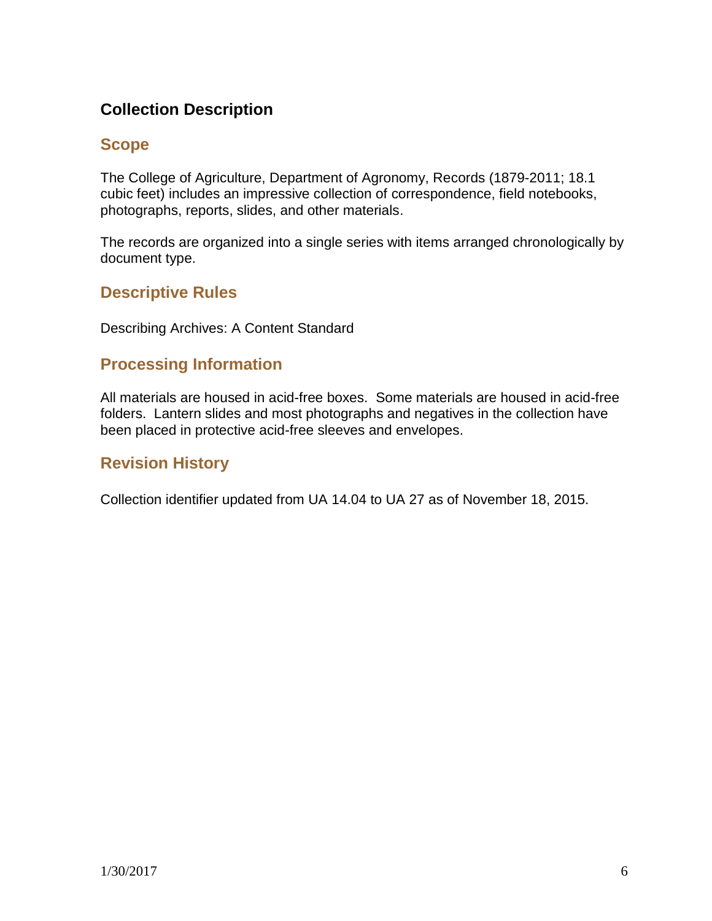## Collection Description

### Scope

The College of Agriculture, Department of Agronomy, Records (1879-2011; 18.1 cubic feet) includes an impressive collection of correspondence, field notebooks, photographs, reports, slides, and other materials.

The records are organized into a single series with items arranged chronologically by document type.

### Descriptive Rules

Describing Archives: A Content Standard

### Processing Information

All materials are housed in acid-free boxes. Some materials are housed in acid-free folders. Lantern slides and most photographs and negatives in the collection have been placed in protective acid-free sleeves and envelopes.

### Revision History

Collection identifier updated from UA 14.04 to UA 27 as of November 18, 2015.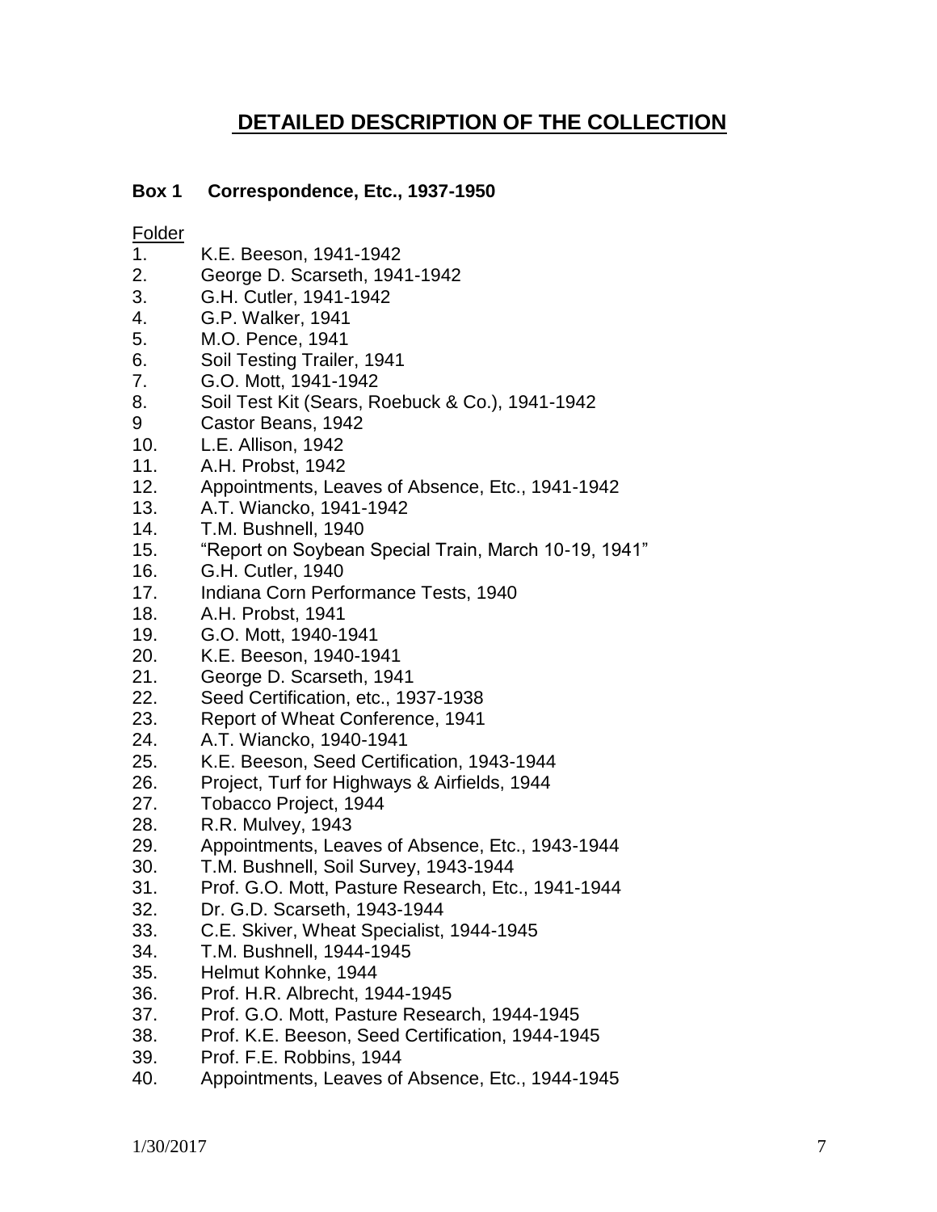# DETAILED DESCRIPTION OF THE COLLECTION

**Box 1 Correspondence, Etc., 1937-1950**

Folder

1. K.E. Beeson, 1941-1942
2. George D. Scarseth, 1941-1942
3. G.H. Cutler, 1941-1942
4. G.P. Walker, 1941
5. M.O. Pence, 1941
6. Soil Testing Trailer, 1941
7. G.O. Mott, 1941-1942
8. Soil Test Kit (Sears, Roebuck & Co.), 1941-1942
9. Castor Beans, 1942
10. L.E. Allison, 1942
11. A.H. Probst, 1942
12. Appointments, Leaves of Absence, Etc., 1941-1942
13. A.T. Wiancko, 1941-1942
14. T.M. Bushnell, 1940
15. "Report on Soybean Special Train, March 10-19, 1941"
16. G.H. Cutler, 1940
17. Indiana Corn Performance Tests, 1940
18. A.H. Probst, 1941
19. G.O. Mott, 1940-1941
20. K.E. Beeson, 1940-1941
21. George D. Scarseth, 1941
22. Seed Certification, etc., 1937-1938
23. Report of Wheat Conference, 1941
24. A.T. Wiancko, 1940-1941
25. K.E. Beeson, Seed Certification, 1943-1944
26. Project, Turf for Highways & Airfields, 1944
27. Tobacco Project, 1944
28. R.R. Mulvey, 1943
29. Appointments, Leaves of Absence, Etc., 1943-1944
30. T.M. Bushnell, Soil Survey, 1943-1944
31. Prof. G.O. Mott, Pasture Research, Etc., 1941-1944
32. Dr. G.D. Scarseth, 1943-1944
33. C.E. Skiver, Wheat Specialist, 1944-1945
34. T.M. Bushnell, 1944-1945
35. Helmut Kohnke, 1944
36. Prof. H.R. Albrecht, 1944-1945
37. Prof. G.O. Mott, Pasture Research, 1944-1945
38. Prof. K.E. Beeson, Seed Certification, 1944-1945
39. Prof. F.E. Robbins, 1944
40. Appointments, Leaves of Absence, Etc., 1944-1945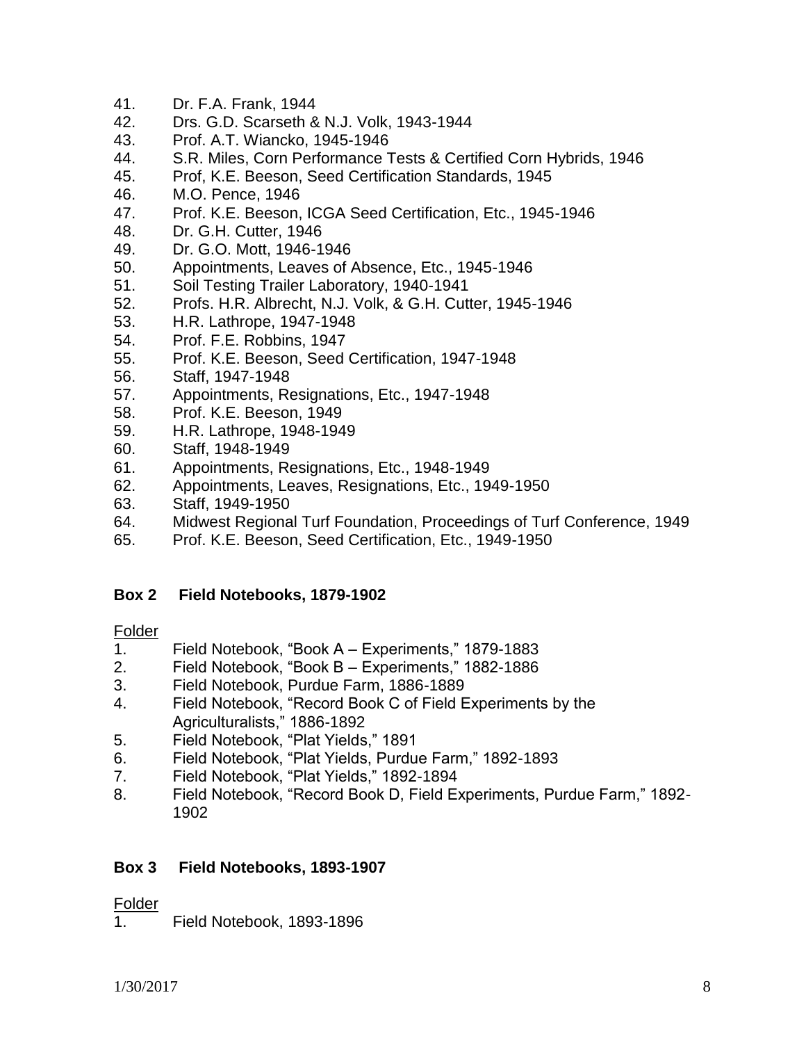41. Dr. F.A. Frank, 1944
42. Drs. G.D. Scarseth & N.J. Volk, 1943-1944
43. Prof. A.T. Wiancko, 1945-1946
44. S.R. Miles, Corn Performance Tests & Certified Corn Hybrids, 1946
45. Prof, K.E. Beeson, Seed Certification Standards, 1945
46. M.O. Pence, 1946
47. Prof. K.E. Beeson, ICGA Seed Certification, Etc., 1945-1946
48. Dr. G.H. Cutter, 1946
49. Dr. G.O. Mott, 1946-1946
50. Appointments, Leaves of Absence, Etc., 1945-1946
51. Soil Testing Trailer Laboratory, 1940-1941
52. Profs. H.R. Albrecht, N.J. Volk, & G.H. Cutter, 1945-1946
53. H.R. Lathrope, 1947-1948
54. Prof. F.E. Robbins, 1947
55. Prof. K.E. Beeson, Seed Certification, 1947-1948
56. Staff, 1947-1948
57. Appointments, Resignations, Etc., 1947-1948
58. Prof. K.E. Beeson, 1949
59. H.R. Lathrope, 1948-1949
60. Staff, 1948-1949
61. Appointments, Resignations, Etc., 1948-1949
62. Appointments, Leaves, Resignations, Etc., 1949-1950
63. Staff, 1949-1950
64. Midwest Regional Turf Foundation, Proceedings of Turf Conference, 1949
65. Prof. K.E. Beeson, Seed Certification, Etc., 1949-1950

**Box 2 Field Notebooks, 1879-1902**

Folder

1. Field Notebook, "Book A – Experiments," 1879-1883
2. Field Notebook, "Book B – Experiments," 1882-1886
3. Field Notebook, Purdue Farm, 1886-1889
4. Field Notebook, "Record Book C of Field Experiments by the Agriculturalists," 1886-1892
5. Field Notebook, "Plat Yields," 1891
6. Field Notebook, "Plat Yields, Purdue Farm," 1892-1893
7. Field Notebook, "Plat Yields," 1892-1894
8. Field Notebook, "Record Book D, Field Experiments, Purdue Farm," 1892-1902

**Box 3 Field Notebooks, 1893-1907**

Folder

1. Field Notebook, 1893-1896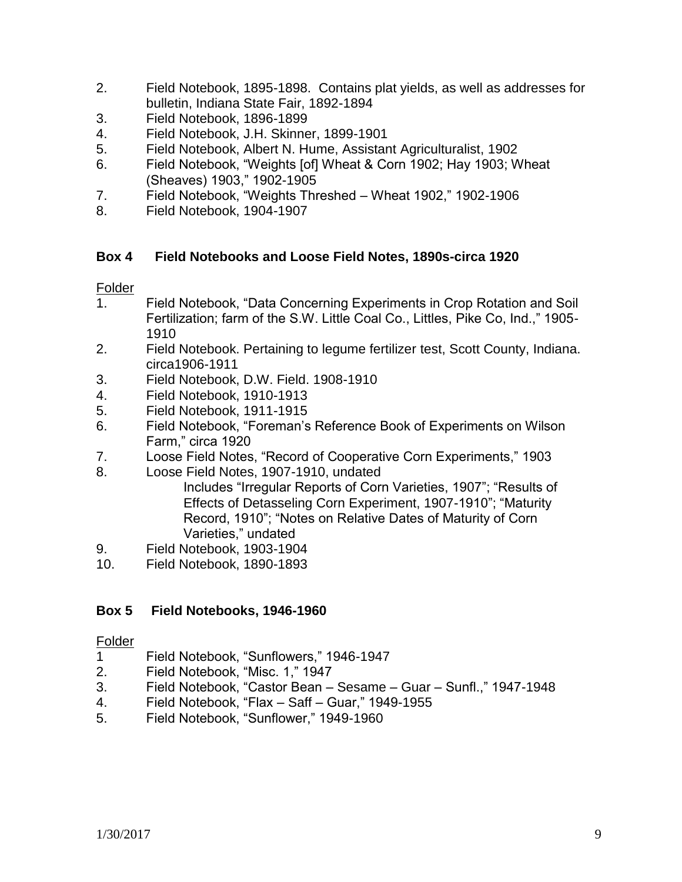2. Field Notebook, 1895-1898. Contains plat yields, as well as addresses for bulletin, Indiana State Fair, 1892-1894
3. Field Notebook, 1896-1899
4. Field Notebook, J.H. Skinner, 1899-1901
5. Field Notebook, Albert N. Hume, Assistant Agriculturalist, 1902
6. Field Notebook, "Weights [of] Wheat & Corn 1902; Hay 1903; Wheat (Sheaves) 1903," 1902-1905
7. Field Notebook, "Weights Threshed – Wheat 1902," 1902-1906
8. Field Notebook, 1904-1907

## Box 4 Field Notebooks and Loose Field Notes, 1890s-circa 1920

Folder

1. Field Notebook, "Data Concerning Experiments in Crop Rotation and Soil Fertilization; farm of the S.W. Little Coal Co., Littles, Pike Co, Ind.," 1905-1910
2. Field Notebook. Pertaining to legume fertilizer test, Scott County, Indiana. circa1906-1911
3. Field Notebook, D.W. Field. 1908-1910
4. Field Notebook, 1910-1913
5. Field Notebook, 1911-1915
6. Field Notebook, "Foreman's Reference Book of Experiments on Wilson Farm," circa 1920
7. Loose Field Notes, "Record of Cooperative Corn Experiments," 1903
8. Loose Field Notes, 1907-1910, undated
   Includes "Irregular Reports of Corn Varieties, 1907"; "Results of Effects of Detasseling Corn Experiment, 1907-1910"; "Maturity Record, 1910"; "Notes on Relative Dates of Maturity of Corn Varieties," undated
9. Field Notebook, 1903-1904
10. Field Notebook, 1890-1893

## Box 5 Field Notebooks, 1946-1960

Folder

1. Field Notebook, "Sunflowers," 1946-1947
2. Field Notebook, "Misc. 1," 1947
3. Field Notebook, "Castor Bean – Sesame – Guar – Sunfl.," 1947-1948
4. Field Notebook, "Flax – Saff – Guar," 1949-1955
5. Field Notebook, "Sunflower," 1949-1960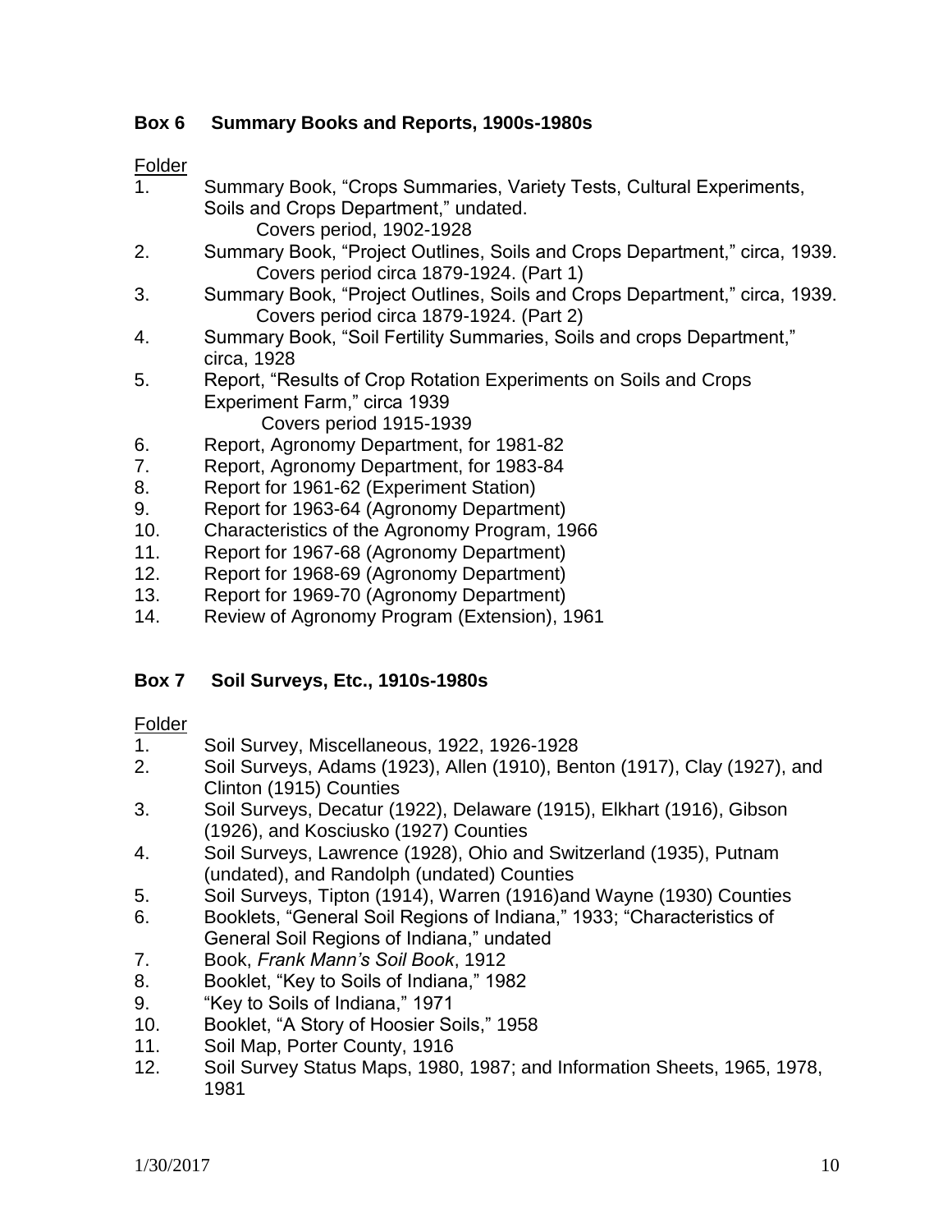## Box 6 Summary Books and Reports, 1900s-1980s

Folder

1. Summary Book, "Crops Summaries, Variety Tests, Cultural Experiments, Soils and Crops Department," undated.
   Covers period, 1902-1928
2. Summary Book, "Project Outlines, Soils and Crops Department," circa, 1939.
   Covers period circa 1879-1924. (Part 1)
3. Summary Book, "Project Outlines, Soils and Crops Department," circa, 1939.
   Covers period circa 1879-1924. (Part 2)
4. Summary Book, "Soil Fertility Summaries, Soils and crops Department," circa, 1928
5. Report, "Results of Crop Rotation Experiments on Soils and Crops Experiment Farm," circa 1939
   Covers period 1915-1939
6. Report, Agronomy Department, for 1981-82
7. Report, Agronomy Department, for 1983-84
8. Report for 1961-62 (Experiment Station)
9. Report for 1963-64 (Agronomy Department)
10. Characteristics of the Agronomy Program, 1966
11. Report for 1967-68 (Agronomy Department)
12. Report for 1968-69 (Agronomy Department)
13. Report for 1969-70 (Agronomy Department)
14. Review of Agronomy Program (Extension), 1961

## Box 7 Soil Surveys, Etc., 1910s-1980s

Folder

1. Soil Survey, Miscellaneous, 1922, 1926-1928
2. Soil Surveys, Adams (1923), Allen (1910), Benton (1917), Clay (1927), and Clinton (1915) Counties
3. Soil Surveys, Decatur (1922), Delaware (1915), Elkhart (1916), Gibson (1926), and Kosciusko (1927) Counties
4. Soil Surveys, Lawrence (1928), Ohio and Switzerland (1935), Putnam (undated), and Randolph (undated) Counties
5. Soil Surveys, Tipton (1914), Warren (1916)and Wayne (1930) Counties
6. Booklets, "General Soil Regions of Indiana," 1933; "Characteristics of General Soil Regions of Indiana," undated
7. Book, *Frank Mann's Soil Book*, 1912
8. Booklet, "Key to Soils of Indiana," 1982
9. "Key to Soils of Indiana," 1971
10. Booklet, "A Story of Hoosier Soils," 1958
11. Soil Map, Porter County, 1916
12. Soil Survey Status Maps, 1980, 1987; and Information Sheets, 1965, 1978, 1981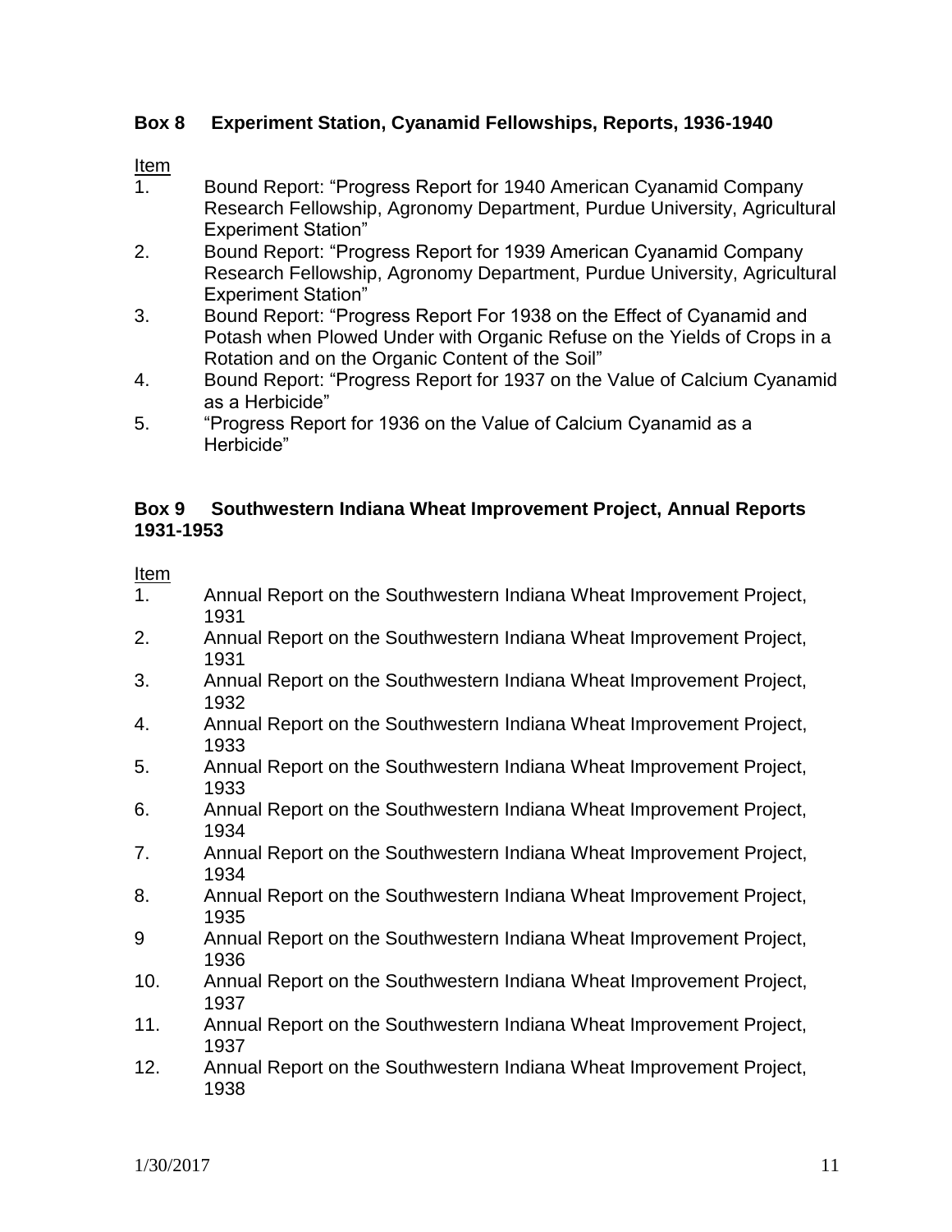**Box 8 Experiment Station, Cyanamid Fellowships, Reports, 1936-1940**

Item

1. Bound Report: "Progress Report for 1940 American Cyanamid Company Research Fellowship, Agronomy Department, Purdue University, Agricultural Experiment Station"
2. Bound Report: "Progress Report for 1939 American Cyanamid Company Research Fellowship, Agronomy Department, Purdue University, Agricultural Experiment Station"
3. Bound Report: "Progress Report For 1938 on the Effect of Cyanamid and Potash when Plowed Under with Organic Refuse on the Yields of Crops in a Rotation and on the Organic Content of the Soil"
4. Bound Report: "Progress Report for 1937 on the Value of Calcium Cyanamid as a Herbicide"
5. "Progress Report for 1936 on the Value of Calcium Cyanamid as a Herbicide"

**Box 9 Southwestern Indiana Wheat Improvement Project, Annual Reports 1931-1953**

Item

1. Annual Report on the Southwestern Indiana Wheat Improvement Project, 1931
2. Annual Report on the Southwestern Indiana Wheat Improvement Project, 1931
3. Annual Report on the Southwestern Indiana Wheat Improvement Project, 1932
4. Annual Report on the Southwestern Indiana Wheat Improvement Project, 1933
5. Annual Report on the Southwestern Indiana Wheat Improvement Project, 1933
6. Annual Report on the Southwestern Indiana Wheat Improvement Project, 1934
7. Annual Report on the Southwestern Indiana Wheat Improvement Project, 1934
8. Annual Report on the Southwestern Indiana Wheat Improvement Project, 1935
9. Annual Report on the Southwestern Indiana Wheat Improvement Project, 1936
10. Annual Report on the Southwestern Indiana Wheat Improvement Project, 1937
11. Annual Report on the Southwestern Indiana Wheat Improvement Project, 1937
12. Annual Report on the Southwestern Indiana Wheat Improvement Project, 1938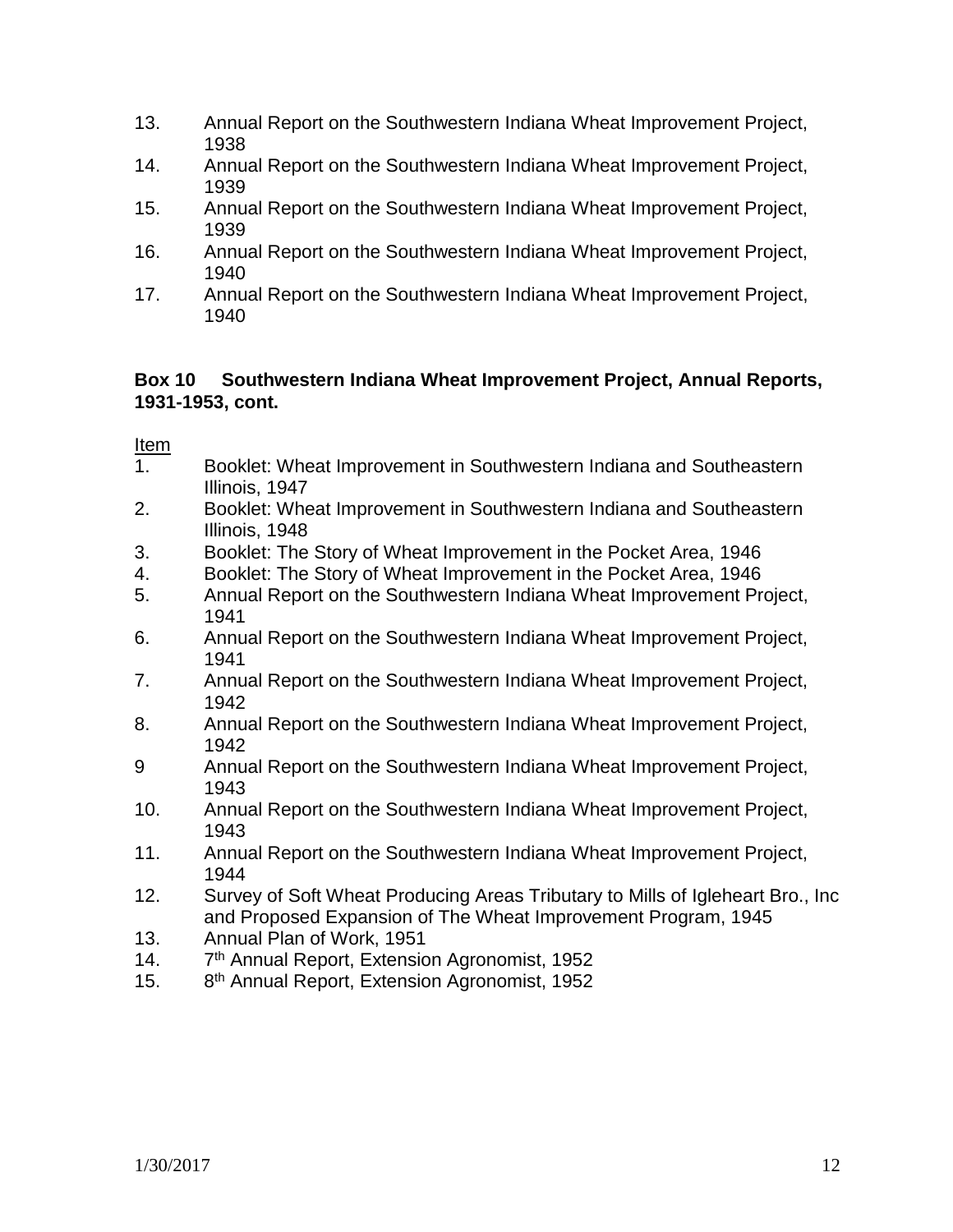13. Annual Report on the Southwestern Indiana Wheat Improvement Project, 1938
14. Annual Report on the Southwestern Indiana Wheat Improvement Project, 1939
15. Annual Report on the Southwestern Indiana Wheat Improvement Project, 1939
16. Annual Report on the Southwestern Indiana Wheat Improvement Project, 1940
17. Annual Report on the Southwestern Indiana Wheat Improvement Project, 1940

**Box 10 Southwestern Indiana Wheat Improvement Project, Annual Reports, 1931-1953, cont.**

Item

1. Booklet: Wheat Improvement in Southwestern Indiana and Southeastern Illinois, 1947
2. Booklet: Wheat Improvement in Southwestern Indiana and Southeastern Illinois, 1948
3. Booklet: The Story of Wheat Improvement in the Pocket Area, 1946
4. Booklet: The Story of Wheat Improvement in the Pocket Area, 1946
5. Annual Report on the Southwestern Indiana Wheat Improvement Project, 1941
6. Annual Report on the Southwestern Indiana Wheat Improvement Project, 1941
7. Annual Report on the Southwestern Indiana Wheat Improvement Project, 1942
8. Annual Report on the Southwestern Indiana Wheat Improvement Project, 1942
9 Annual Report on the Southwestern Indiana Wheat Improvement Project, 1943
10. Annual Report on the Southwestern Indiana Wheat Improvement Project, 1943
11. Annual Report on the Southwestern Indiana Wheat Improvement Project, 1944
12. Survey of Soft Wheat Producing Areas Tributary to Mills of Igleheart Bro., Inc and Proposed Expansion of The Wheat Improvement Program, 1945
13. Annual Plan of Work, 1951
14. 7th Annual Report, Extension Agronomist, 1952
15. 8th Annual Report, Extension Agronomist, 1952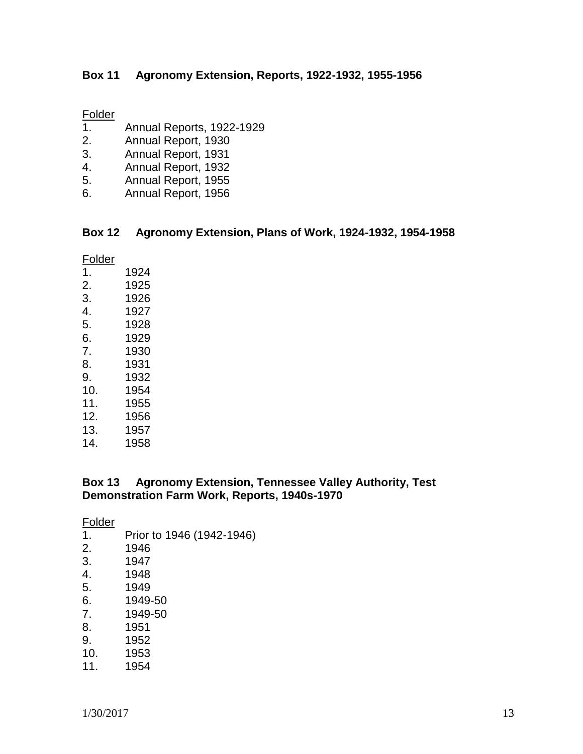**Box 11 Agronomy Extension, Reports, 1922-1932, 1955-1956**

Folder

1. Annual Reports, 1922-1929
2. Annual Report, 1930
3. Annual Report, 1931
4. Annual Report, 1932
5. Annual Report, 1955
6. Annual Report, 1956

**Box 12 Agronomy Extension, Plans of Work, 1924-1932, 1954-1958**

Folder

1. 1924
2. 1925
3. 1926
4. 1927
5. 1928
6. 1929
7. 1930
8. 1931
9. 1932
10. 1954
11. 1955
12. 1956
13. 1957
14. 1958

**Box 13 Agronomy Extension, Tennessee Valley Authority, Test Demonstration Farm Work, Reports, 1940s-1970**

Folder

1. Prior to 1946 (1942-1946)
2. 1946
3. 1947
4. 1948
5. 1949
6. 1949-50
7. 1949-50
8. 1951
9. 1952
10. 1953
11. 1954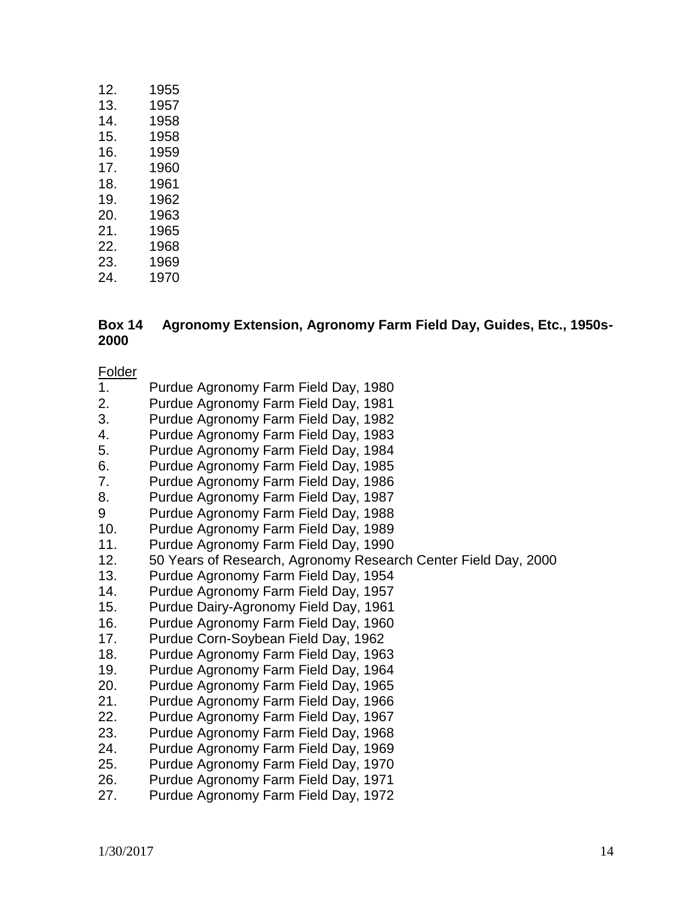12. 1955
13. 1957
14. 1958
15. 1958
16. 1959
17. 1960
18. 1961
19. 1962
20. 1963
21. 1965
22. 1968
23. 1969
24. 1970

**Box 14 Agronomy Extension, Agronomy Farm Field Day, Guides, Etc., 1950s-2000**

Folder

1. Purdue Agronomy Farm Field Day, 1980
2. Purdue Agronomy Farm Field Day, 1981
3. Purdue Agronomy Farm Field Day, 1982
4. Purdue Agronomy Farm Field Day, 1983
5. Purdue Agronomy Farm Field Day, 1984
6. Purdue Agronomy Farm Field Day, 1985
7. Purdue Agronomy Farm Field Day, 1986
8. Purdue Agronomy Farm Field Day, 1987
9 Purdue Agronomy Farm Field Day, 1988
10. Purdue Agronomy Farm Field Day, 1989
11. Purdue Agronomy Farm Field Day, 1990
12. 50 Years of Research, Agronomy Research Center Field Day, 2000
13. Purdue Agronomy Farm Field Day, 1954
14. Purdue Agronomy Farm Field Day, 1957
15. Purdue Dairy-Agronomy Field Day, 1961
16. Purdue Agronomy Farm Field Day, 1960
17. Purdue Corn-Soybean Field Day, 1962
18. Purdue Agronomy Farm Field Day, 1963
19. Purdue Agronomy Farm Field Day, 1964
20. Purdue Agronomy Farm Field Day, 1965
21. Purdue Agronomy Farm Field Day, 1966
22. Purdue Agronomy Farm Field Day, 1967
23. Purdue Agronomy Farm Field Day, 1968
24. Purdue Agronomy Farm Field Day, 1969
25. Purdue Agronomy Farm Field Day, 1970
26. Purdue Agronomy Farm Field Day, 1971
27. Purdue Agronomy Farm Field Day, 1972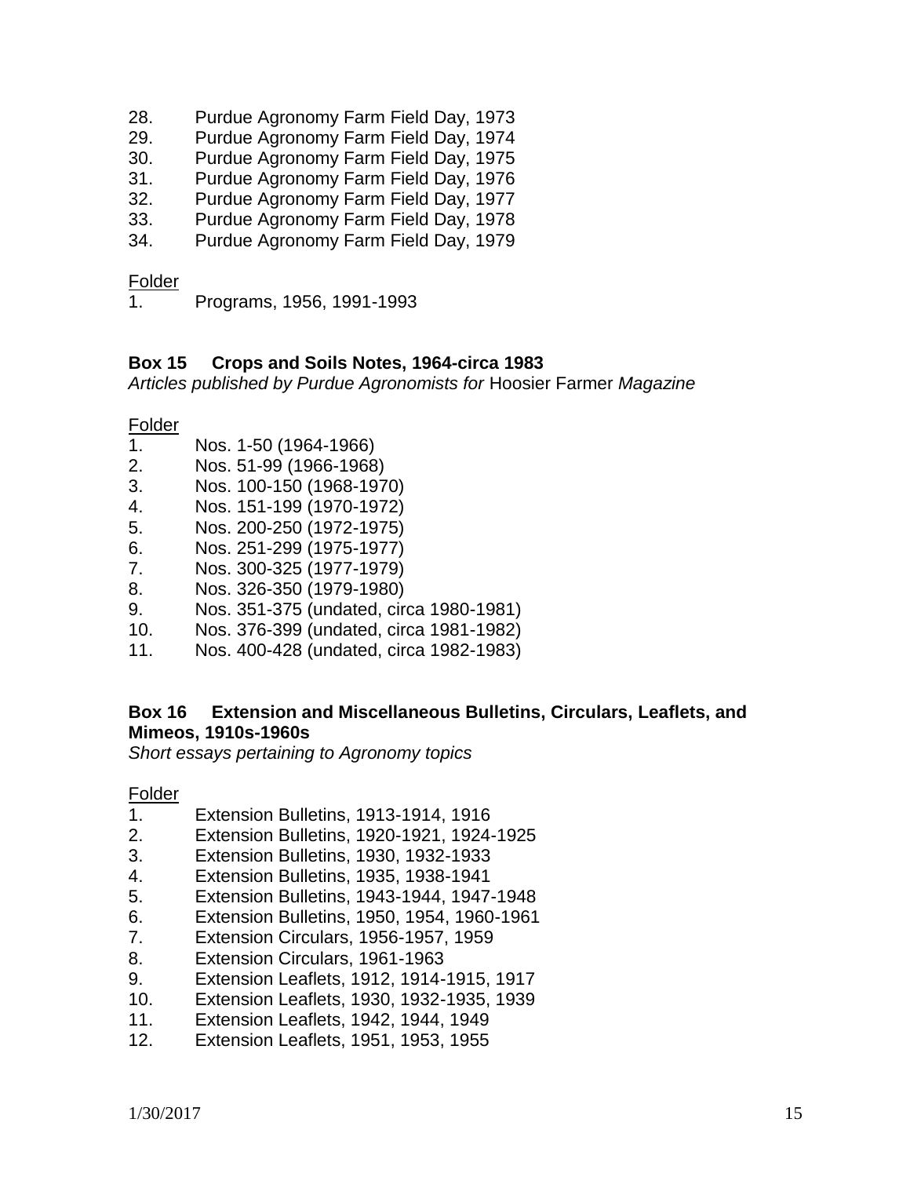28. Purdue Agronomy Farm Field Day, 1973
29. Purdue Agronomy Farm Field Day, 1974
30. Purdue Agronomy Farm Field Day, 1975
31. Purdue Agronomy Farm Field Day, 1976
32. Purdue Agronomy Farm Field Day, 1977
33. Purdue Agronomy Farm Field Day, 1978
34. Purdue Agronomy Farm Field Day, 1979

Folder

1. Programs, 1956, 1991-1993

**Box 15 Crops and Soils Notes, 1964-circa 1983**

*Articles published by Purdue Agronomists for* Hoosier Farmer *Magazine*

Folder

1. Nos. 1-50 (1964-1966)
2. Nos. 51-99 (1966-1968)
3. Nos. 100-150 (1968-1970)
4. Nos. 151-199 (1970-1972)
5. Nos. 200-250 (1972-1975)
6. Nos. 251-299 (1975-1977)
7. Nos. 300-325 (1977-1979)
8. Nos. 326-350 (1979-1980)
9. Nos. 351-375 (undated, circa 1980-1981)
10. Nos. 376-399 (undated, circa 1981-1982)
11. Nos. 400-428 (undated, circa 1982-1983)

**Box 16 Extension and Miscellaneous Bulletins, Circulars, Leaflets, and Mimeos, 1910s-1960s**

*Short essays pertaining to Agronomy topics*

Folder

1. Extension Bulletins, 1913-1914, 1916
2. Extension Bulletins, 1920-1921, 1924-1925
3. Extension Bulletins, 1930, 1932-1933
4. Extension Bulletins, 1935, 1938-1941
5. Extension Bulletins, 1943-1944, 1947-1948
6. Extension Bulletins, 1950, 1954, 1960-1961
7. Extension Circulars, 1956-1957, 1959
8. Extension Circulars, 1961-1963
9. Extension Leaflets, 1912, 1914-1915, 1917
10. Extension Leaflets, 1930, 1932-1935, 1939
11. Extension Leaflets, 1942, 1944, 1949
12. Extension Leaflets, 1951, 1953, 1955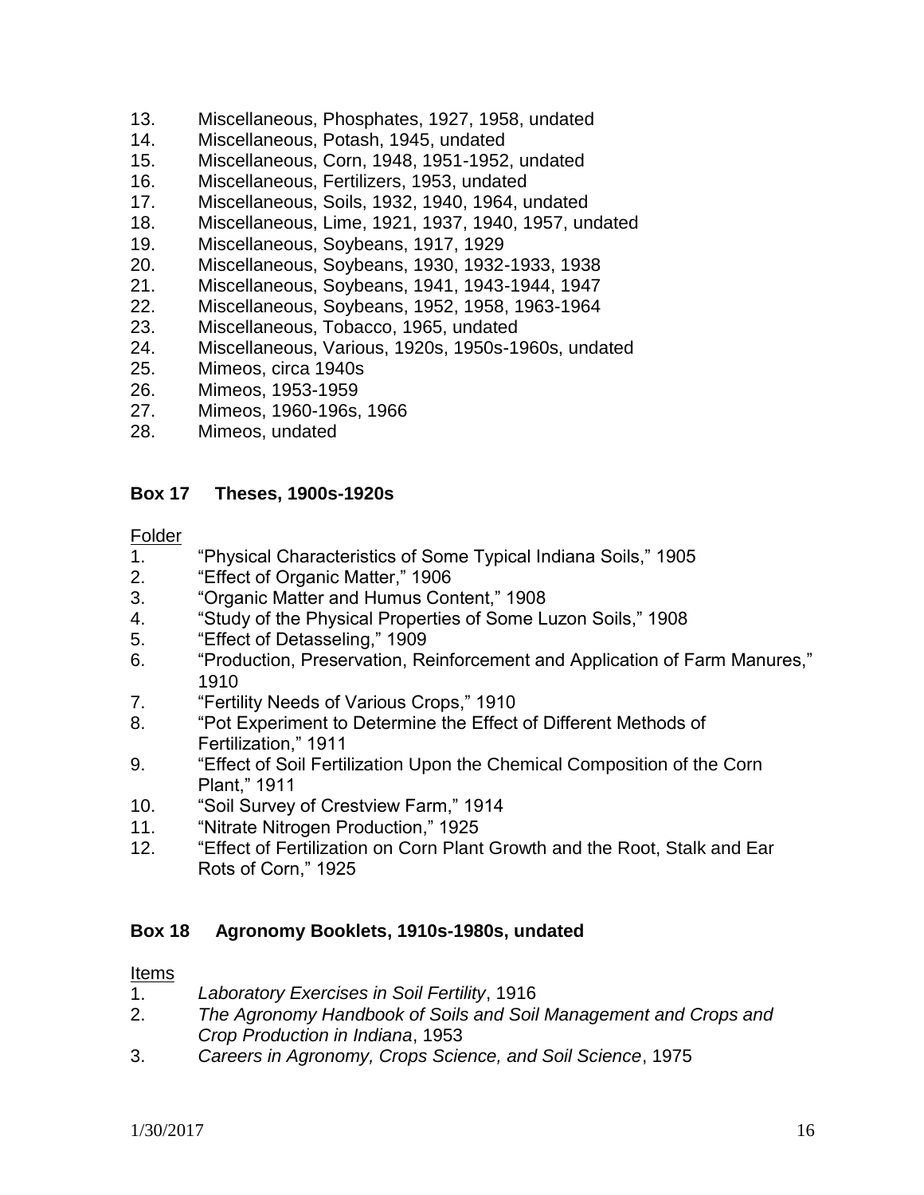13. Miscellaneous, Phosphates, 1927, 1958, undated
14. Miscellaneous, Potash, 1945, undated
15. Miscellaneous, Corn, 1948, 1951-1952, undated
16. Miscellaneous, Fertilizers, 1953, undated
17. Miscellaneous, Soils, 1932, 1940, 1964, undated
18. Miscellaneous, Lime, 1921, 1937, 1940, 1957, undated
19. Miscellaneous, Soybeans, 1917, 1929
20. Miscellaneous, Soybeans, 1930, 1932-1933, 1938
21. Miscellaneous, Soybeans, 1941, 1943-1944, 1947
22. Miscellaneous, Soybeans, 1952, 1958, 1963-1964
23. Miscellaneous, Tobacco, 1965, undated
24. Miscellaneous, Various, 1920s, 1950s-1960s, undated
25. Mimeos, circa 1940s
26. Mimeos, 1953-1959
27. Mimeos, 1960-196s, 1966
28. Mimeos, undated

**Box 17 Theses, 1900s-1920s**

Folder

1. "Physical Characteristics of Some Typical Indiana Soils," 1905
2. "Effect of Organic Matter," 1906
3. "Organic Matter and Humus Content," 1908
4. "Study of the Physical Properties of Some Luzon Soils," 1908
5. "Effect of Detasseling," 1909
6. "Production, Preservation, Reinforcement and Application of Farm Manures," 1910
7. "Fertility Needs of Various Crops," 1910
8. "Pot Experiment to Determine the Effect of Different Methods of Fertilization," 1911
9. "Effect of Soil Fertilization Upon the Chemical Composition of the Corn Plant," 1911
10. "Soil Survey of Crestview Farm," 1914
11. "Nitrate Nitrogen Production," 1925
12. "Effect of Fertilization on Corn Plant Growth and the Root, Stalk and Ear Rots of Corn," 1925

**Box 18 Agronomy Booklets, 1910s-1980s, undated**

Items

1. *Laboratory Exercises in Soil Fertility*, 1916
2. *The Agronomy Handbook of Soils and Soil Management and Crops and Crop Production in Indiana*, 1953
3. *Careers in Agronomy, Crops Science, and Soil Science*, 1975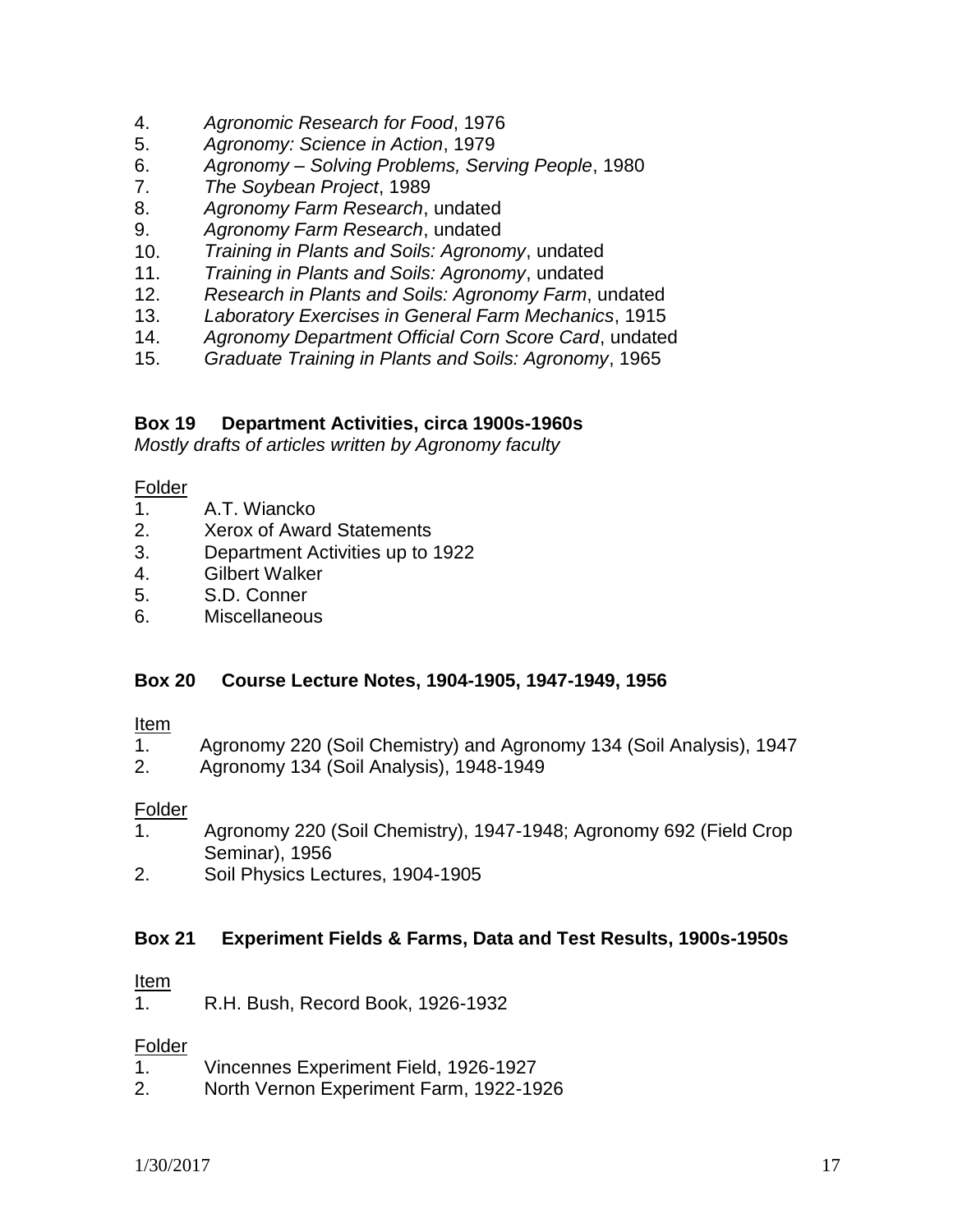4. *Agronomic Research for Food*, 1976
5. *Agronomy: Science in Action*, 1979
6. *Agronomy – Solving Problems, Serving People*, 1980
7. *The Soybean Project*, 1989
8. *Agronomy Farm Research*, undated
9. *Agronomy Farm Research*, undated
10. *Training in Plants and Soils: Agronomy*, undated
11. *Training in Plants and Soils: Agronomy*, undated
12. *Research in Plants and Soils: Agronomy Farm*, undated
13. *Laboratory Exercises in General Farm Mechanics*, 1915
14. *Agronomy Department Official Corn Score Card*, undated
15. *Graduate Training in Plants and Soils: Agronomy*, 1965

**Box 19 Department Activities, circa 1900s-1960s**

*Mostly drafts of articles written by Agronomy faculty*

Folder

1. A.T. Wiancko
2. Xerox of Award Statements
3. Department Activities up to 1922
4. Gilbert Walker
5. S.D. Conner
6. Miscellaneous

**Box 20 Course Lecture Notes, 1904-1905, 1947-1949, 1956**

Item

1. Agronomy 220 (Soil Chemistry) and Agronomy 134 (Soil Analysis), 1947
2. Agronomy 134 (Soil Analysis), 1948-1949

Folder

1. Agronomy 220 (Soil Chemistry), 1947-1948; Agronomy 692 (Field Crop Seminar), 1956
2. Soil Physics Lectures, 1904-1905

**Box 21 Experiment Fields & Farms, Data and Test Results, 1900s-1950s**

Item

1. R.H. Bush, Record Book, 1926-1932

Folder

1. Vincennes Experiment Field, 1926-1927
2. North Vernon Experiment Farm, 1922-1926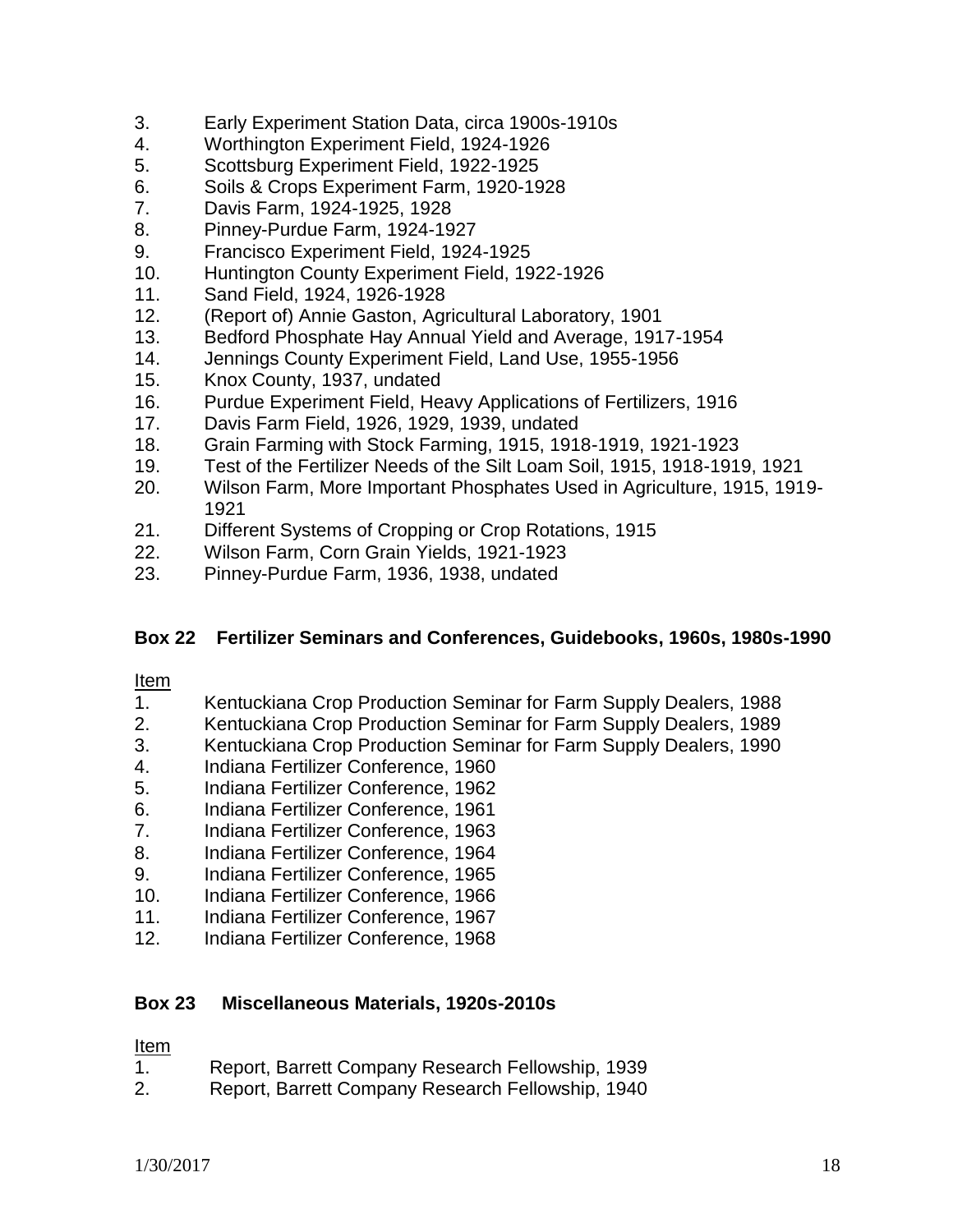3. Early Experiment Station Data, circa 1900s-1910s
4. Worthington Experiment Field, 1924-1926
5. Scottsburg Experiment Field, 1922-1925
6. Soils & Crops Experiment Farm, 1920-1928
7. Davis Farm, 1924-1925, 1928
8. Pinney-Purdue Farm, 1924-1927
9. Francisco Experiment Field, 1924-1925
10. Huntington County Experiment Field, 1922-1926
11. Sand Field, 1924, 1926-1928
12. (Report of) Annie Gaston, Agricultural Laboratory, 1901
13. Bedford Phosphate Hay Annual Yield and Average, 1917-1954
14. Jennings County Experiment Field, Land Use, 1955-1956
15. Knox County, 1937, undated
16. Purdue Experiment Field, Heavy Applications of Fertilizers, 1916
17. Davis Farm Field, 1926, 1929, 1939, undated
18. Grain Farming with Stock Farming, 1915, 1918-1919, 1921-1923
19. Test of the Fertilizer Needs of the Silt Loam Soil, 1915, 1918-1919, 1921
20. Wilson Farm, More Important Phosphates Used in Agriculture, 1915, 1919-1921
21. Different Systems of Cropping or Crop Rotations, 1915
22. Wilson Farm, Corn Grain Yields, 1921-1923
23. Pinney-Purdue Farm, 1936, 1938, undated

**Box 22 Fertilizer Seminars and Conferences, Guidebooks, 1960s, 1980s-1990**

Item

1. Kentuckiana Crop Production Seminar for Farm Supply Dealers, 1988
2. Kentuckiana Crop Production Seminar for Farm Supply Dealers, 1989
3. Kentuckiana Crop Production Seminar for Farm Supply Dealers, 1990
4. Indiana Fertilizer Conference, 1960
5. Indiana Fertilizer Conference, 1962
6. Indiana Fertilizer Conference, 1961
7. Indiana Fertilizer Conference, 1963
8. Indiana Fertilizer Conference, 1964
9. Indiana Fertilizer Conference, 1965
10. Indiana Fertilizer Conference, 1966
11. Indiana Fertilizer Conference, 1967
12. Indiana Fertilizer Conference, 1968

**Box 23 Miscellaneous Materials, 1920s-2010s**

Item

1. Report, Barrett Company Research Fellowship, 1939
2. Report, Barrett Company Research Fellowship, 1940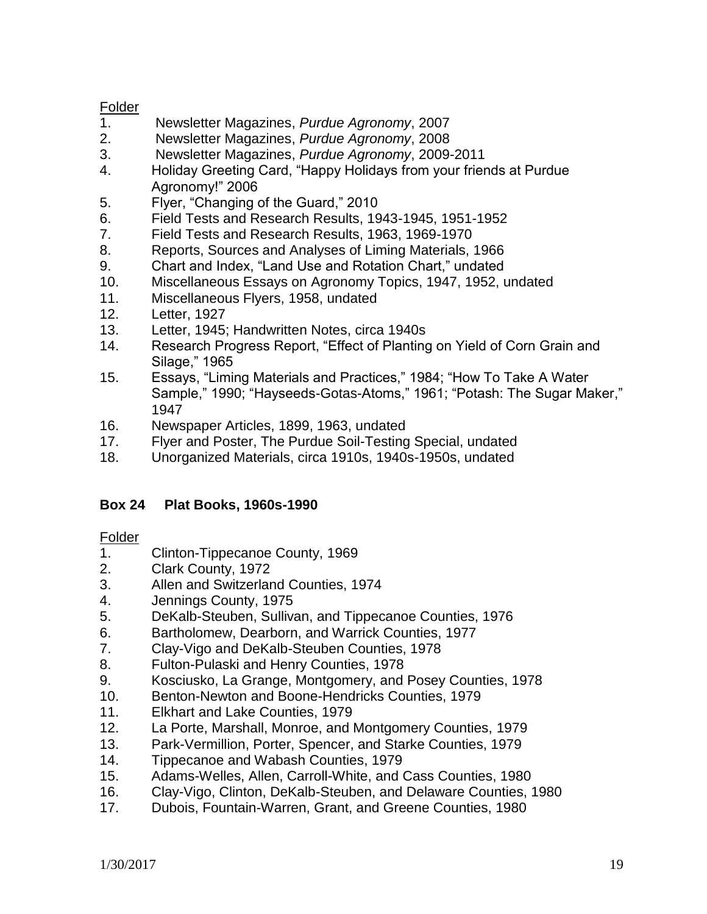Folder

1. Newsletter Magazines, *Purdue Agronomy*, 2007
2. Newsletter Magazines, *Purdue Agronomy*, 2008
3. Newsletter Magazines, *Purdue Agronomy*, 2009-2011
4. Holiday Greeting Card, "Happy Holidays from your friends at Purdue Agronomy!" 2006
5. Flyer, "Changing of the Guard," 2010
6. Field Tests and Research Results, 1943-1945, 1951-1952
7. Field Tests and Research Results, 1963, 1969-1970
8. Reports, Sources and Analyses of Liming Materials, 1966
9. Chart and Index, "Land Use and Rotation Chart," undated
10. Miscellaneous Essays on Agronomy Topics, 1947, 1952, undated
11. Miscellaneous Flyers, 1958, undated
12. Letter, 1927
13. Letter, 1945; Handwritten Notes, circa 1940s
14. Research Progress Report, "Effect of Planting on Yield of Corn Grain and Silage," 1965
15. Essays, "Liming Materials and Practices," 1984; "How To Take A Water Sample," 1990; "Hayseeds-Gotas-Atoms," 1961; "Potash: The Sugar Maker," 1947
16. Newspaper Articles, 1899, 1963, undated
17. Flyer and Poster, The Purdue Soil-Testing Special, undated
18. Unorganized Materials, circa 1910s, 1940s-1950s, undated

**Box 24 Plat Books, 1960s-1990**

Folder

1. Clinton-Tippecanoe County, 1969
2. Clark County, 1972
3. Allen and Switzerland Counties, 1974
4. Jennings County, 1975
5. DeKalb-Steuben, Sullivan, and Tippecanoe Counties, 1976
6. Bartholomew, Dearborn, and Warrick Counties, 1977
7. Clay-Vigo and DeKalb-Steuben Counties, 1978
8. Fulton-Pulaski and Henry Counties, 1978
9. Kosciusko, La Grange, Montgomery, and Posey Counties, 1978
10. Benton-Newton and Boone-Hendricks Counties, 1979
11. Elkhart and Lake Counties, 1979
12. La Porte, Marshall, Monroe, and Montgomery Counties, 1979
13. Park-Vermillion, Porter, Spencer, and Starke Counties, 1979
14. Tippecanoe and Wabash Counties, 1979
15. Adams-Welles, Allen, Carroll-White, and Cass Counties, 1980
16. Clay-Vigo, Clinton, DeKalb-Steuben, and Delaware Counties, 1980
17. Dubois, Fountain-Warren, Grant, and Greene Counties, 1980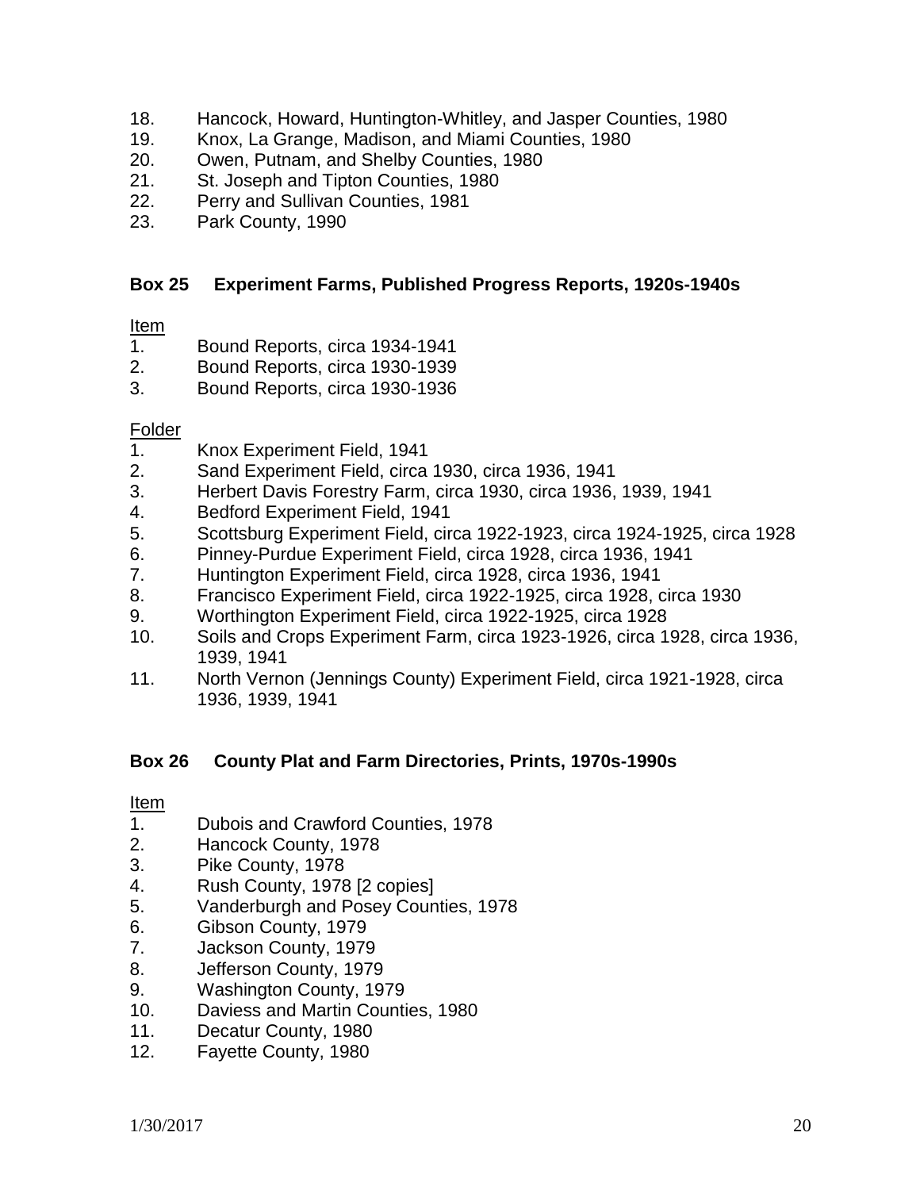18. Hancock, Howard, Huntington-Whitley, and Jasper Counties, 1980
19. Knox, La Grange, Madison, and Miami Counties, 1980
20. Owen, Putnam, and Shelby Counties, 1980
21. St. Joseph and Tipton Counties, 1980
22. Perry and Sullivan Counties, 1981
23. Park County, 1990

### Box 25 Experiment Farms, Published Progress Reports, 1920s-1940s

Item

1. Bound Reports, circa 1934-1941
2. Bound Reports, circa 1930-1939
3. Bound Reports, circa 1930-1936

Folder

1. Knox Experiment Field, 1941
2. Sand Experiment Field, circa 1930, circa 1936, 1941
3. Herbert Davis Forestry Farm, circa 1930, circa 1936, 1939, 1941
4. Bedford Experiment Field, 1941
5. Scottsburg Experiment Field, circa 1922-1923, circa 1924-1925, circa 1928
6. Pinney-Purdue Experiment Field, circa 1928, circa 1936, 1941
7. Huntington Experiment Field, circa 1928, circa 1936, 1941
8. Francisco Experiment Field, circa 1922-1925, circa 1928, circa 1930
9. Worthington Experiment Field, circa 1922-1925, circa 1928
10. Soils and Crops Experiment Farm, circa 1923-1926, circa 1928, circa 1936, 1939, 1941
11. North Vernon (Jennings County) Experiment Field, circa 1921-1928, circa 1936, 1939, 1941

### Box 26 County Plat and Farm Directories, Prints, 1970s-1990s

Item

1. Dubois and Crawford Counties, 1978
2. Hancock County, 1978
3. Pike County, 1978
4. Rush County, 1978 [2 copies]
5. Vanderburgh and Posey Counties, 1978
6. Gibson County, 1979
7. Jackson County, 1979
8. Jefferson County, 1979
9. Washington County, 1979
10. Daviess and Martin Counties, 1980
11. Decatur County, 1980
12. Fayette County, 1980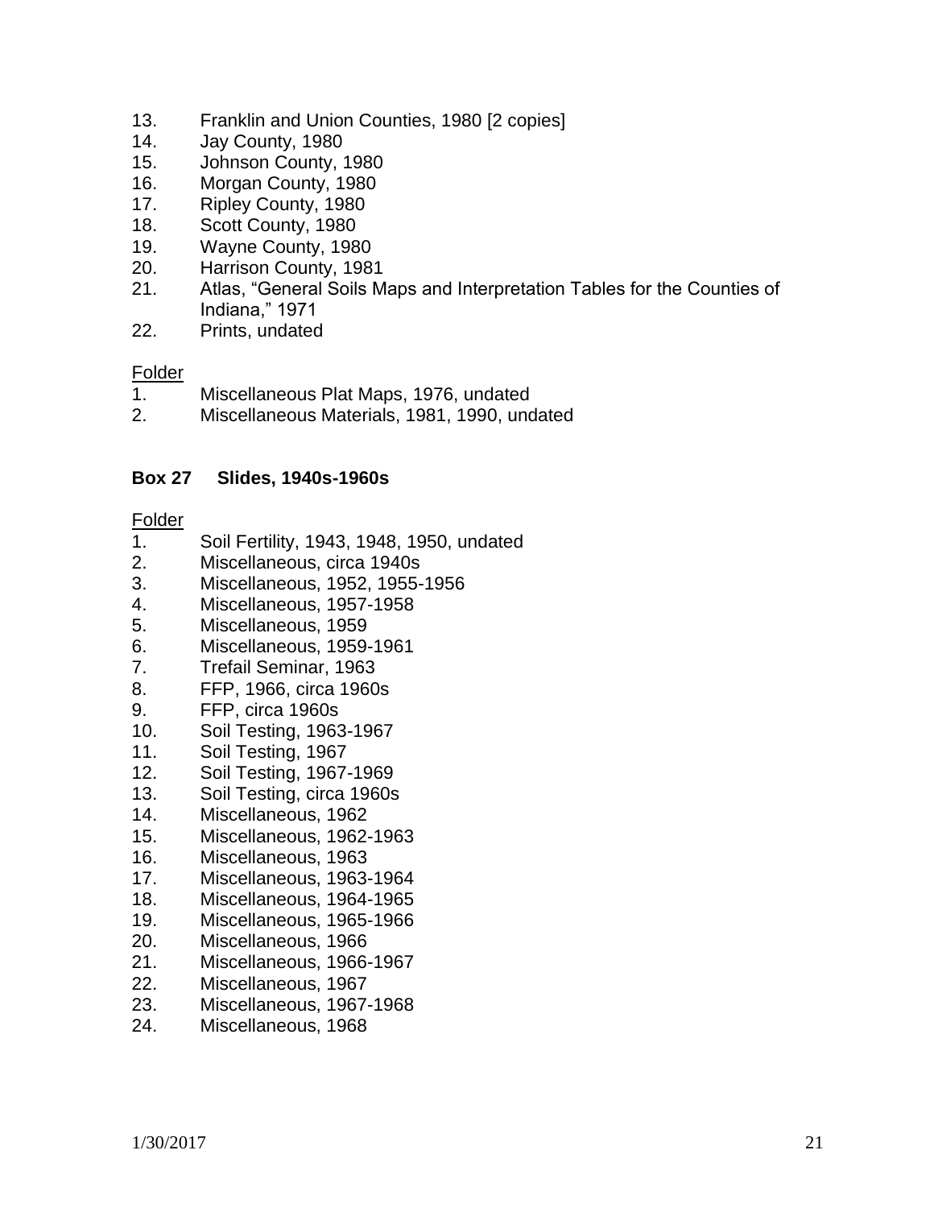13. Franklin and Union Counties, 1980 [2 copies]
14. Jay County, 1980
15. Johnson County, 1980
16. Morgan County, 1980
17. Ripley County, 1980
18. Scott County, 1980
19. Wayne County, 1980
20. Harrison County, 1981
21. Atlas, "General Soils Maps and Interpretation Tables for the Counties of Indiana," 1971
22. Prints, undated

Folder

1. Miscellaneous Plat Maps, 1976, undated
2. Miscellaneous Materials, 1981, 1990, undated

**Box 27 Slides, 1940s-1960s**

Folder

1. Soil Fertility, 1943, 1948, 1950, undated
2. Miscellaneous, circa 1940s
3. Miscellaneous, 1952, 1955-1956
4. Miscellaneous, 1957-1958
5. Miscellaneous, 1959
6. Miscellaneous, 1959-1961
7. Trefail Seminar, 1963
8. FFP, 1966, circa 1960s
9. FFP, circa 1960s
10. Soil Testing, 1963-1967
11. Soil Testing, 1967
12. Soil Testing, 1967-1969
13. Soil Testing, circa 1960s
14. Miscellaneous, 1962
15. Miscellaneous, 1962-1963
16. Miscellaneous, 1963
17. Miscellaneous, 1963-1964
18. Miscellaneous, 1964-1965
19. Miscellaneous, 1965-1966
20. Miscellaneous, 1966
21. Miscellaneous, 1966-1967
22. Miscellaneous, 1967
23. Miscellaneous, 1967-1968
24. Miscellaneous, 1968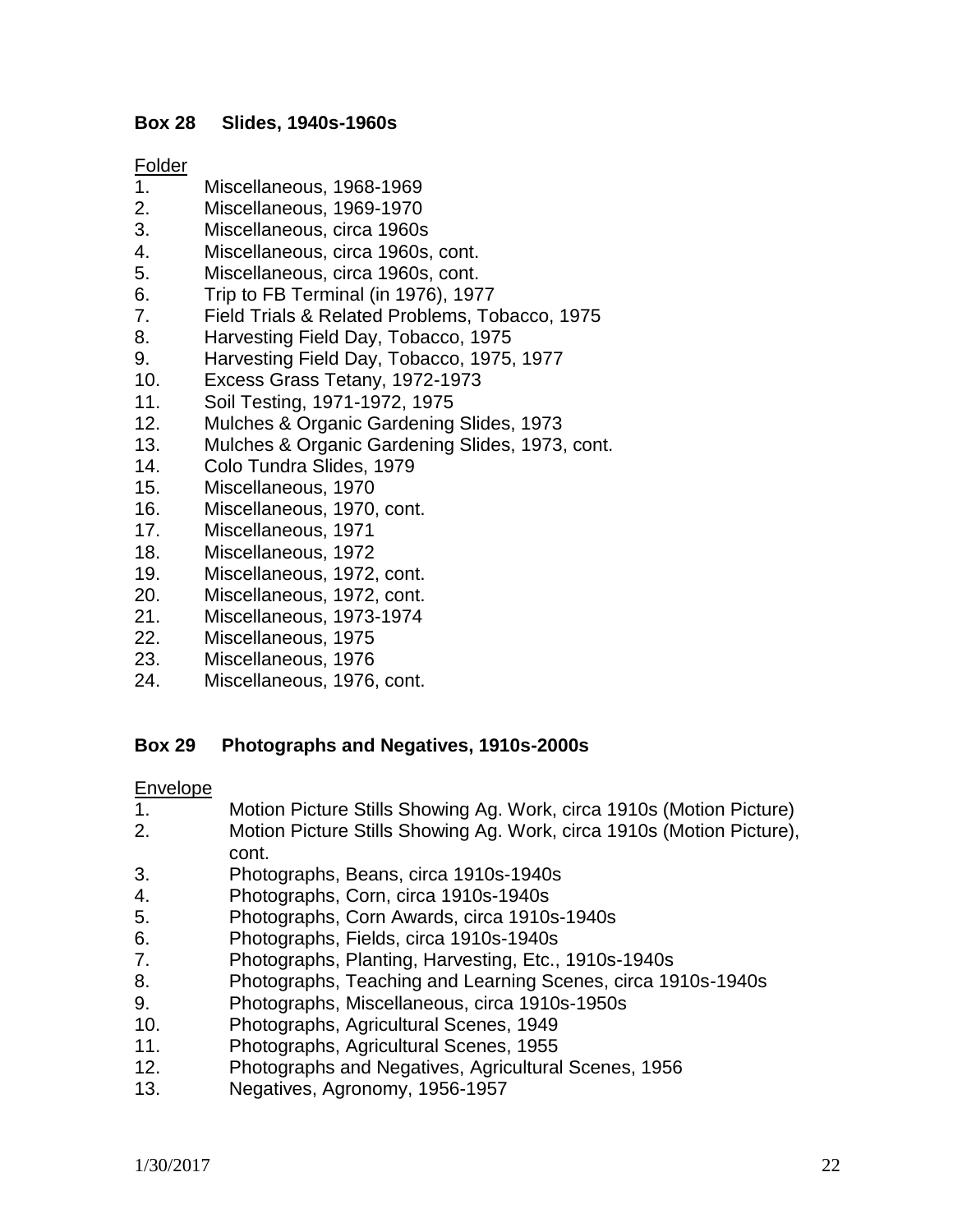**Box 28 Slides, 1940s-1960s**

Folder

1. Miscellaneous, 1968-1969
2. Miscellaneous, 1969-1970
3. Miscellaneous, circa 1960s
4. Miscellaneous, circa 1960s, cont.
5. Miscellaneous, circa 1960s, cont.
6. Trip to FB Terminal (in 1976), 1977
7. Field Trials & Related Problems, Tobacco, 1975
8. Harvesting Field Day, Tobacco, 1975
9. Harvesting Field Day, Tobacco, 1975, 1977
10. Excess Grass Tetany, 1972-1973
11. Soil Testing, 1971-1972, 1975
12. Mulches & Organic Gardening Slides, 1973
13. Mulches & Organic Gardening Slides, 1973, cont.
14. Colo Tundra Slides, 1979
15. Miscellaneous, 1970
16. Miscellaneous, 1970, cont.
17. Miscellaneous, 1971
18. Miscellaneous, 1972
19. Miscellaneous, 1972, cont.
20. Miscellaneous, 1972, cont.
21. Miscellaneous, 1973-1974
22. Miscellaneous, 1975
23. Miscellaneous, 1976
24. Miscellaneous, 1976, cont.

**Box 29 Photographs and Negatives, 1910s-2000s**

Envelope

1. Motion Picture Stills Showing Ag. Work, circa 1910s (Motion Picture)
2. Motion Picture Stills Showing Ag. Work, circa 1910s (Motion Picture), cont.
3. Photographs, Beans, circa 1910s-1940s
4. Photographs, Corn, circa 1910s-1940s
5. Photographs, Corn Awards, circa 1910s-1940s
6. Photographs, Fields, circa 1910s-1940s
7. Photographs, Planting, Harvesting, Etc., 1910s-1940s
8. Photographs, Teaching and Learning Scenes, circa 1910s-1940s
9. Photographs, Miscellaneous, circa 1910s-1950s
10. Photographs, Agricultural Scenes, 1949
11. Photographs, Agricultural Scenes, 1955
12. Photographs and Negatives, Agricultural Scenes, 1956
13. Negatives, Agronomy, 1956-1957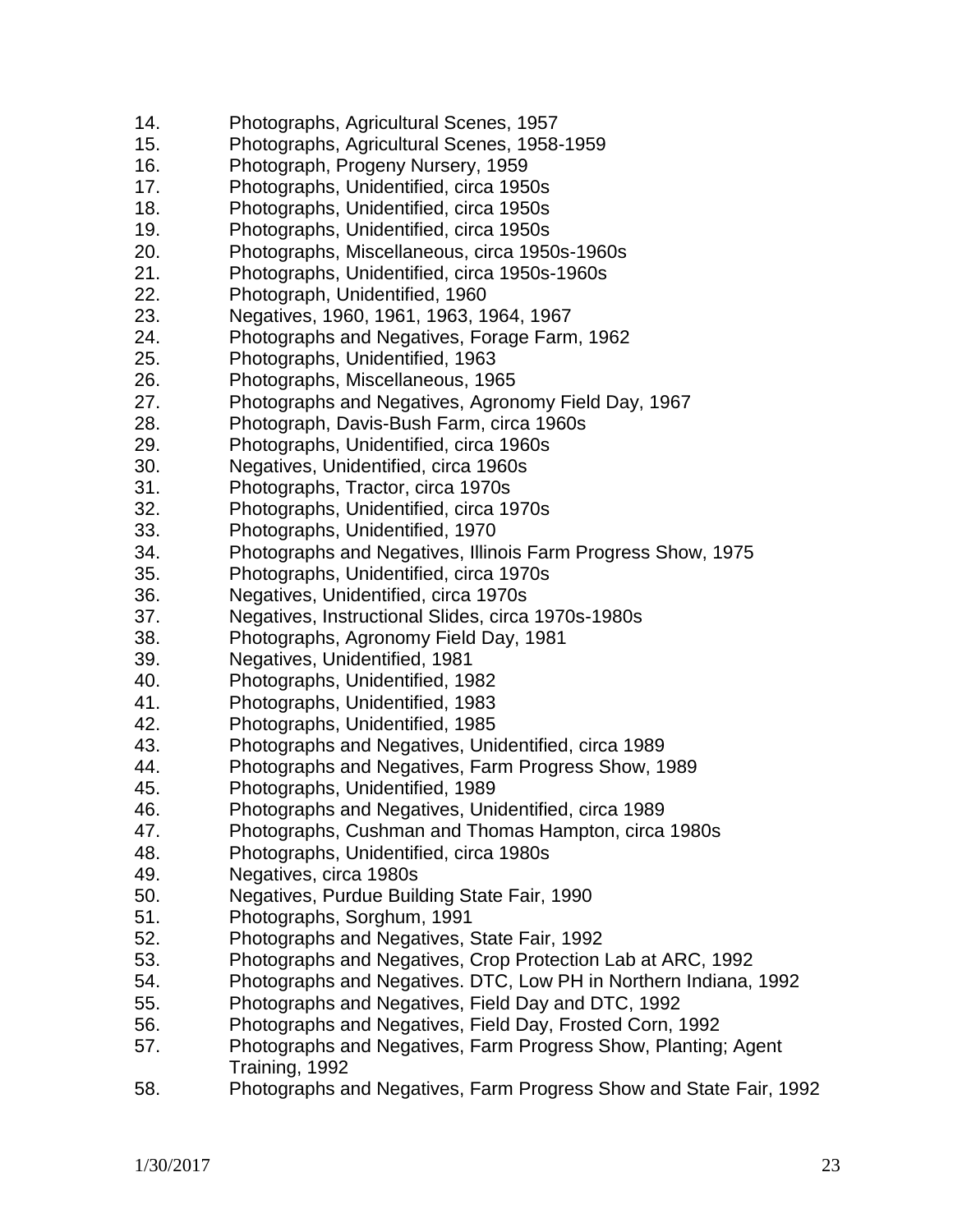14. Photographs, Agricultural Scenes, 1957
15. Photographs, Agricultural Scenes, 1958-1959
16. Photograph, Progeny Nursery, 1959
17. Photographs, Unidentified, circa 1950s
18. Photographs, Unidentified, circa 1950s
19. Photographs, Unidentified, circa 1950s
20. Photographs, Miscellaneous, circa 1950s-1960s
21. Photographs, Unidentified, circa 1950s-1960s
22. Photograph, Unidentified, 1960
23. Negatives, 1960, 1961, 1963, 1964, 1967
24. Photographs and Negatives, Forage Farm, 1962
25. Photographs, Unidentified, 1963
26. Photographs, Miscellaneous, 1965
27. Photographs and Negatives, Agronomy Field Day, 1967
28. Photograph, Davis-Bush Farm, circa 1960s
29. Photographs, Unidentified, circa 1960s
30. Negatives, Unidentified, circa 1960s
31. Photographs, Tractor, circa 1970s
32. Photographs, Unidentified, circa 1970s
33. Photographs, Unidentified, 1970
34. Photographs and Negatives, Illinois Farm Progress Show, 1975
35. Photographs, Unidentified, circa 1970s
36. Negatives, Unidentified, circa 1970s
37. Negatives, Instructional Slides, circa 1970s-1980s
38. Photographs, Agronomy Field Day, 1981
39. Negatives, Unidentified, 1981
40. Photographs, Unidentified, 1982
41. Photographs, Unidentified, 1983
42. Photographs, Unidentified, 1985
43. Photographs and Negatives, Unidentified, circa 1989
44. Photographs and Negatives, Farm Progress Show, 1989
45. Photographs, Unidentified, 1989
46. Photographs and Negatives, Unidentified, circa 1989
47. Photographs, Cushman and Thomas Hampton, circa 1980s
48. Photographs, Unidentified, circa 1980s
49. Negatives, circa 1980s
50. Negatives, Purdue Building State Fair, 1990
51. Photographs, Sorghum, 1991
52. Photographs and Negatives, State Fair, 1992
53. Photographs and Negatives, Crop Protection Lab at ARC, 1992
54. Photographs and Negatives. DTC, Low PH in Northern Indiana, 1992
55. Photographs and Negatives, Field Day and DTC, 1992
56. Photographs and Negatives, Field Day, Frosted Corn, 1992
57. Photographs and Negatives, Farm Progress Show, Planting; Agent Training, 1992
58. Photographs and Negatives, Farm Progress Show and State Fair, 1992

1/30/2017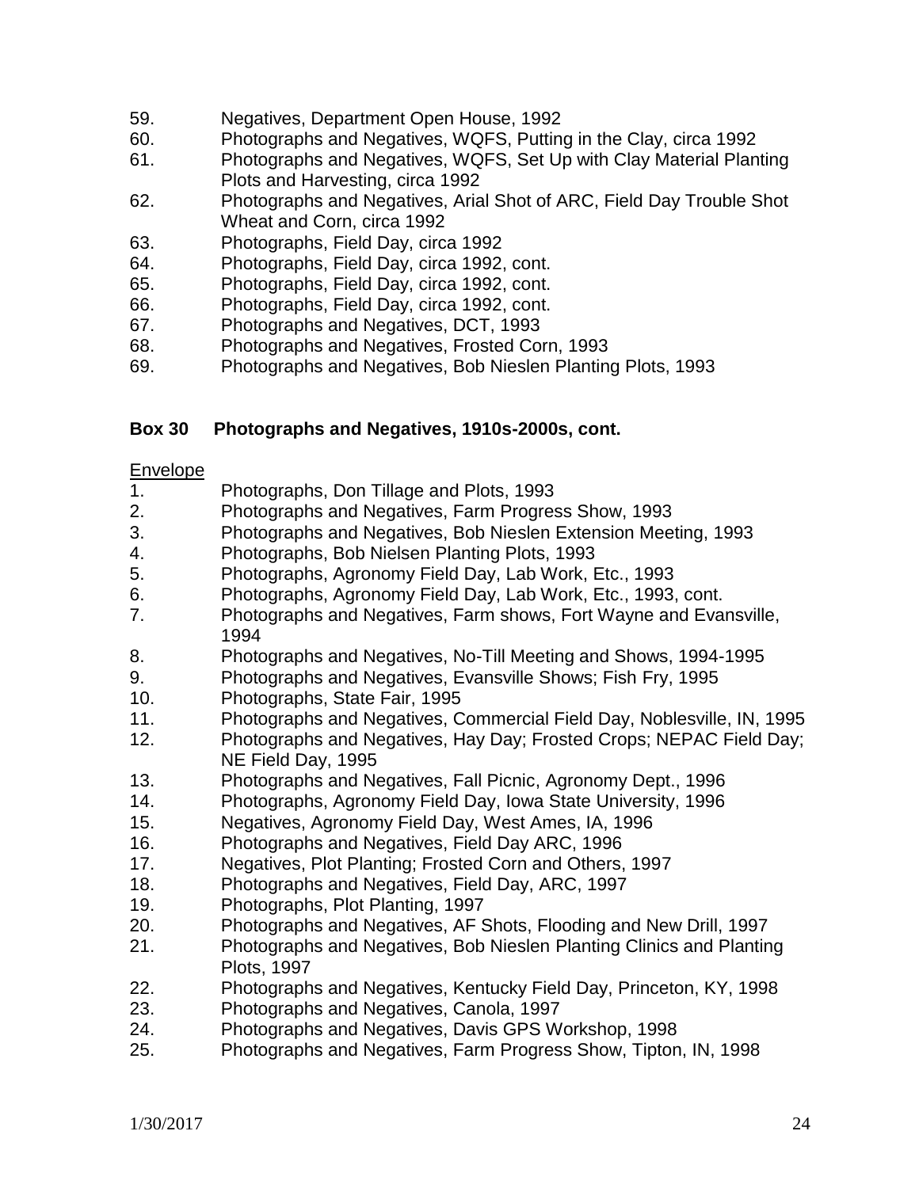59. Negatives, Department Open House, 1992
60. Photographs and Negatives, WQFS, Putting in the Clay, circa 1992
61. Photographs and Negatives, WQFS, Set Up with Clay Material Planting Plots and Harvesting, circa 1992
62. Photographs and Negatives, Arial Shot of ARC, Field Day Trouble Shot Wheat and Corn, circa 1992
63. Photographs, Field Day, circa 1992
64. Photographs, Field Day, circa 1992, cont.
65. Photographs, Field Day, circa 1992, cont.
66. Photographs, Field Day, circa 1992, cont.
67. Photographs and Negatives, DCT, 1993
68. Photographs and Negatives, Frosted Corn, 1993
69. Photographs and Negatives, Bob Nieslen Planting Plots, 1993

**Box 30 Photographs and Negatives, 1910s-2000s, cont.**

Envelope

1. Photographs, Don Tillage and Plots, 1993
2. Photographs and Negatives, Farm Progress Show, 1993
3. Photographs and Negatives, Bob Nieslen Extension Meeting, 1993
4. Photographs, Bob Nielsen Planting Plots, 1993
5. Photographs, Agronomy Field Day, Lab Work, Etc., 1993
6. Photographs, Agronomy Field Day, Lab Work, Etc., 1993, cont.
7. Photographs and Negatives, Farm shows, Fort Wayne and Evansville, 1994
8. Photographs and Negatives, No-Till Meeting and Shows, 1994-1995
9. Photographs and Negatives, Evansville Shows; Fish Fry, 1995
10. Photographs, State Fair, 1995
11. Photographs and Negatives, Commercial Field Day, Noblesville, IN, 1995
12. Photographs and Negatives, Hay Day; Frosted Crops; NEPAC Field Day; NE Field Day, 1995
13. Photographs and Negatives, Fall Picnic, Agronomy Dept., 1996
14. Photographs, Agronomy Field Day, Iowa State University, 1996
15. Negatives, Agronomy Field Day, West Ames, IA, 1996
16. Photographs and Negatives, Field Day ARC, 1996
17. Negatives, Plot Planting; Frosted Corn and Others, 1997
18. Photographs and Negatives, Field Day, ARC, 1997
19. Photographs, Plot Planting, 1997
20. Photographs and Negatives, AF Shots, Flooding and New Drill, 1997
21. Photographs and Negatives, Bob Nieslen Planting Clinics and Planting Plots, 1997
22. Photographs and Negatives, Kentucky Field Day, Princeton, KY, 1998
23. Photographs and Negatives, Canola, 1997
24. Photographs and Negatives, Davis GPS Workshop, 1998
25. Photographs and Negatives, Farm Progress Show, Tipton, IN, 1998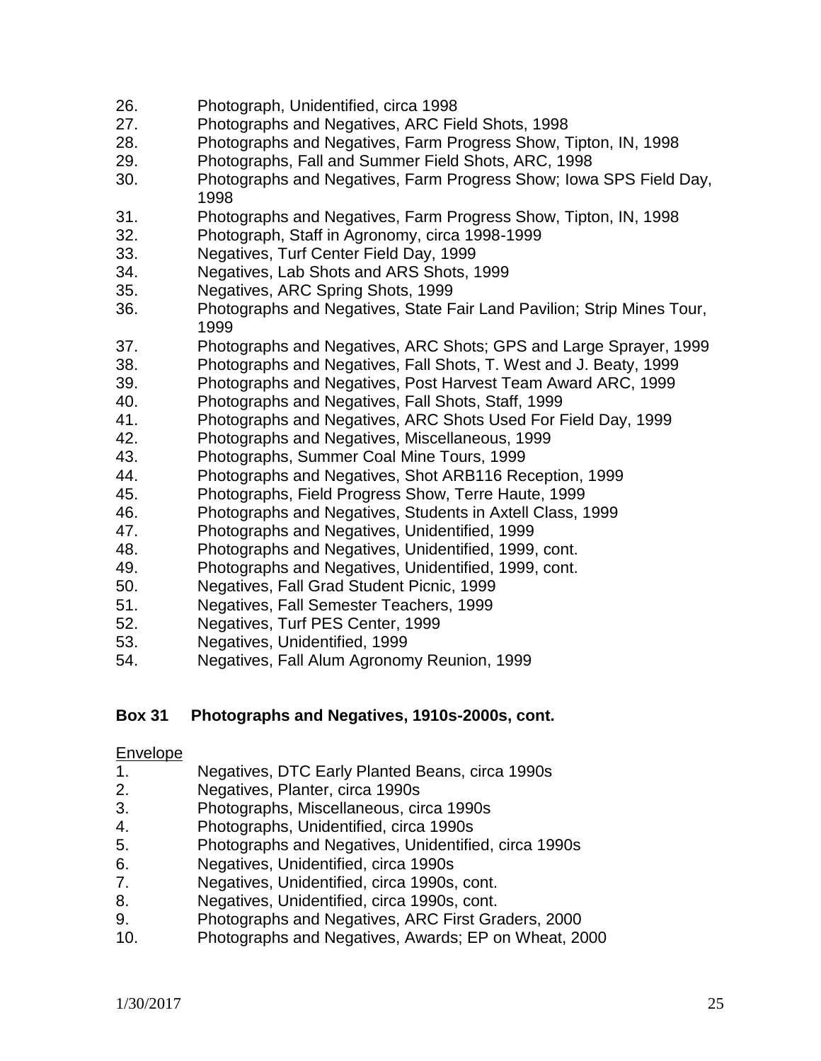26. Photograph, Unidentified, circa 1998
27. Photographs and Negatives, ARC Field Shots, 1998
28. Photographs and Negatives, Farm Progress Show, Tipton, IN, 1998
29. Photographs, Fall and Summer Field Shots, ARC, 1998
30. Photographs and Negatives, Farm Progress Show; Iowa SPS Field Day, 1998
31. Photographs and Negatives, Farm Progress Show, Tipton, IN, 1998
32. Photograph, Staff in Agronomy, circa 1998-1999
33. Negatives, Turf Center Field Day, 1999
34. Negatives, Lab Shots and ARS Shots, 1999
35. Negatives, ARC Spring Shots, 1999
36. Photographs and Negatives, State Fair Land Pavilion; Strip Mines Tour, 1999
37. Photographs and Negatives, ARC Shots; GPS and Large Sprayer, 1999
38. Photographs and Negatives, Fall Shots, T. West and J. Beaty, 1999
39. Photographs and Negatives, Post Harvest Team Award ARC, 1999
40. Photographs and Negatives, Fall Shots, Staff, 1999
41. Photographs and Negatives, ARC Shots Used For Field Day, 1999
42. Photographs and Negatives, Miscellaneous, 1999
43. Photographs, Summer Coal Mine Tours, 1999
44. Photographs and Negatives, Shot ARB116 Reception, 1999
45. Photographs, Field Progress Show, Terre Haute, 1999
46. Photographs and Negatives, Students in Axtell Class, 1999
47. Photographs and Negatives, Unidentified, 1999
48. Photographs and Negatives, Unidentified, 1999, cont.
49. Photographs and Negatives, Unidentified, 1999, cont.
50. Negatives, Fall Grad Student Picnic, 1999
51. Negatives, Fall Semester Teachers, 1999
52. Negatives, Turf PES Center, 1999
53. Negatives, Unidentified, 1999
54. Negatives, Fall Alum Agronomy Reunion, 1999

**Box 31 Photographs and Negatives, 1910s-2000s, cont.**

Envelope

1. Negatives, DTC Early Planted Beans, circa 1990s
2. Negatives, Planter, circa 1990s
3. Photographs, Miscellaneous, circa 1990s
4. Photographs, Unidentified, circa 1990s
5. Photographs and Negatives, Unidentified, circa 1990s
6. Negatives, Unidentified, circa 1990s
7. Negatives, Unidentified, circa 1990s, cont.
8. Negatives, Unidentified, circa 1990s, cont.
9. Photographs and Negatives, ARC First Graders, 2000
10. Photographs and Negatives, Awards; EP on Wheat, 2000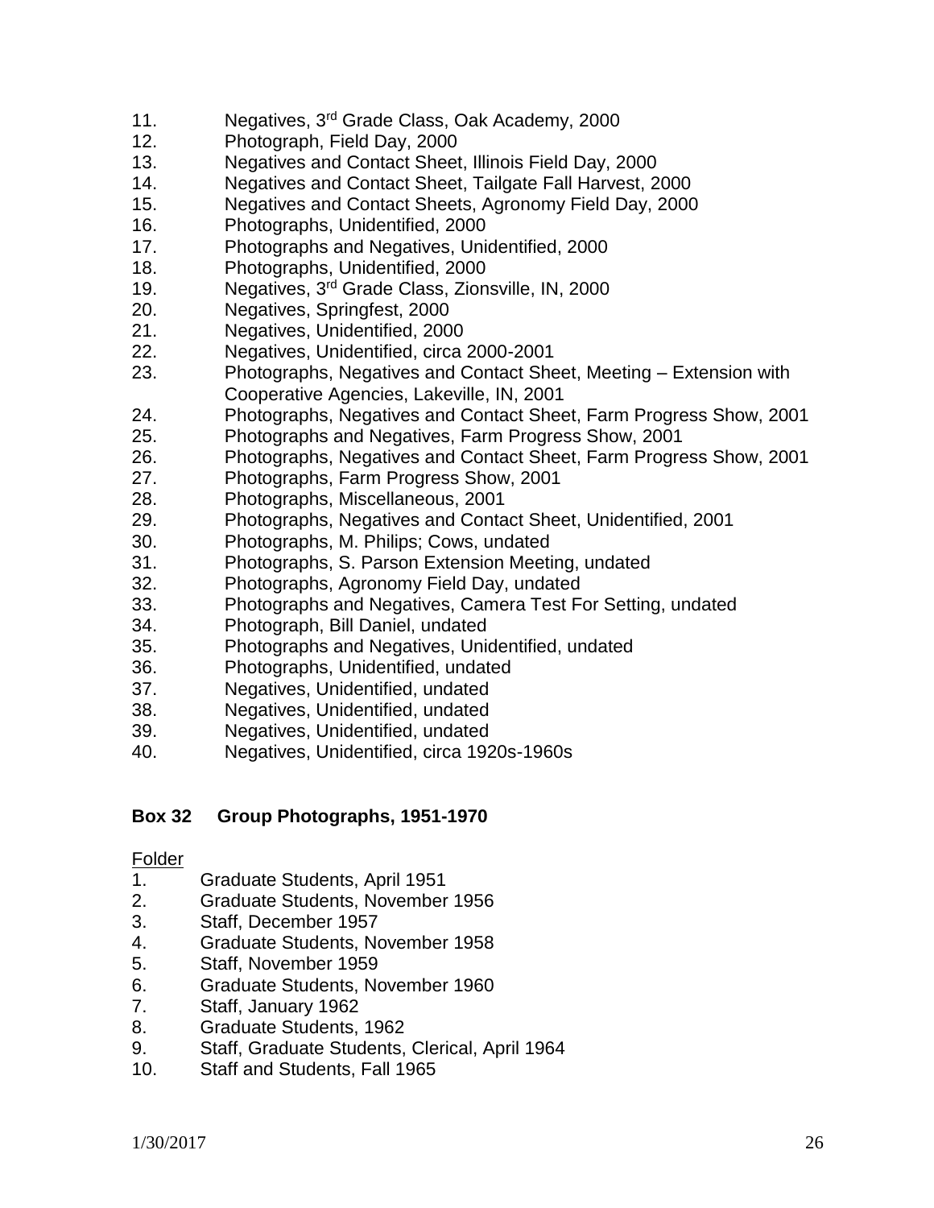11. Negatives, 3rd Grade Class, Oak Academy, 2000
12. Photograph, Field Day, 2000
13. Negatives and Contact Sheet, Illinois Field Day, 2000
14. Negatives and Contact Sheet, Tailgate Fall Harvest, 2000
15. Negatives and Contact Sheets, Agronomy Field Day, 2000
16. Photographs, Unidentified, 2000
17. Photographs and Negatives, Unidentified, 2000
18. Photographs, Unidentified, 2000
19. Negatives, 3rd Grade Class, Zionsville, IN, 2000
20. Negatives, Springfest, 2000
21. Negatives, Unidentified, 2000
22. Negatives, Unidentified, circa 2000-2001
23. Photographs, Negatives and Contact Sheet, Meeting – Extension with Cooperative Agencies, Lakeville, IN, 2001
24. Photographs, Negatives and Contact Sheet, Farm Progress Show, 2001
25. Photographs and Negatives, Farm Progress Show, 2001
26. Photographs, Negatives and Contact Sheet, Farm Progress Show, 2001
27. Photographs, Farm Progress Show, 2001
28. Photographs, Miscellaneous, 2001
29. Photographs, Negatives and Contact Sheet, Unidentified, 2001
30. Photographs, M. Philips; Cows, undated
31. Photographs, S. Parson Extension Meeting, undated
32. Photographs, Agronomy Field Day, undated
33. Photographs and Negatives, Camera Test For Setting, undated
34. Photograph, Bill Daniel, undated
35. Photographs and Negatives, Unidentified, undated
36. Photographs, Unidentified, undated
37. Negatives, Unidentified, undated
38. Negatives, Unidentified, undated
39. Negatives, Unidentified, undated
40. Negatives, Unidentified, circa 1920s-1960s

**Box 32 Group Photographs, 1951-1970**

Folder

1. Graduate Students, April 1951
2. Graduate Students, November 1956
3. Staff, December 1957
4. Graduate Students, November 1958
5. Staff, November 1959
6. Graduate Students, November 1960
7. Staff, January 1962
8. Graduate Students, 1962
9. Staff, Graduate Students, Clerical, April 1964
10. Staff and Students, Fall 1965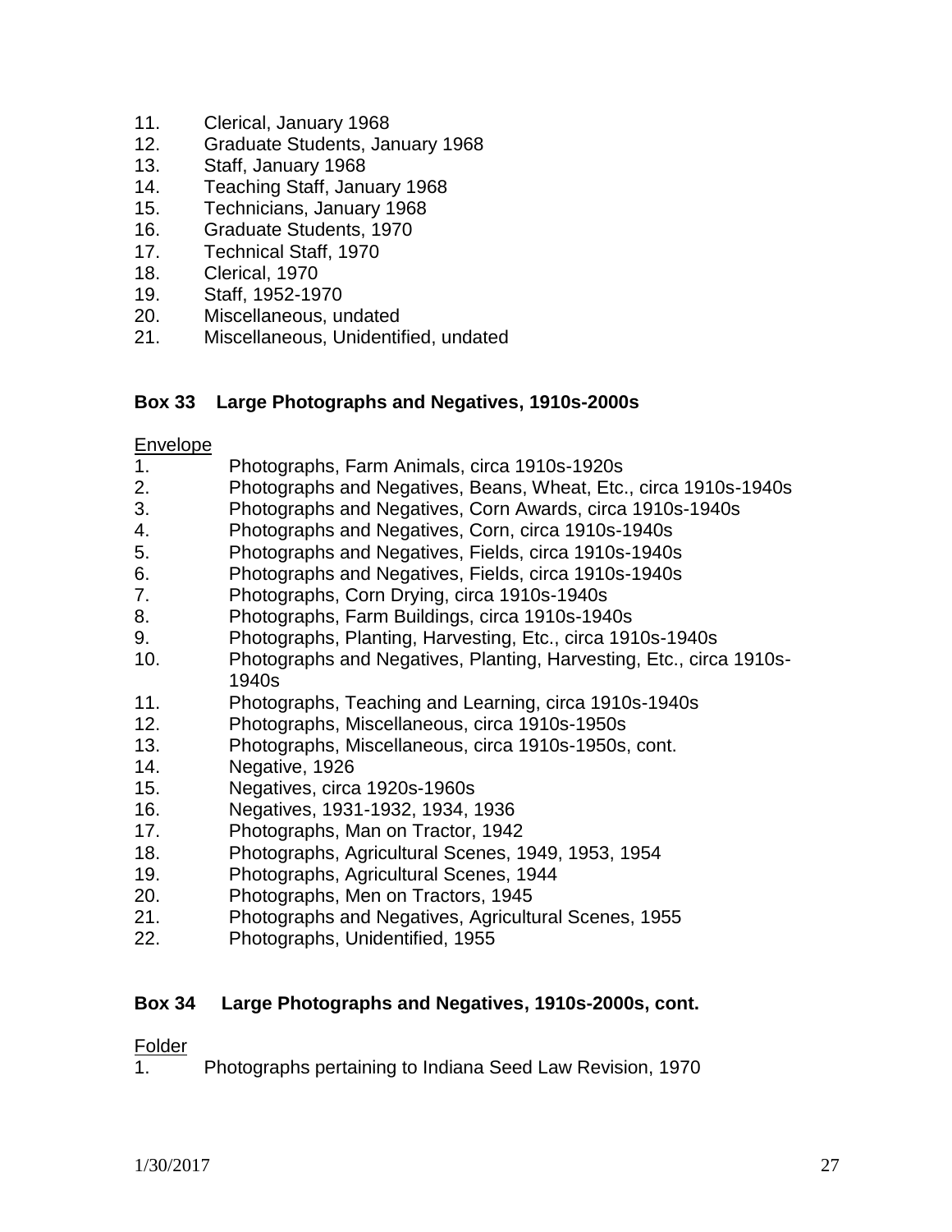11. Clerical, January 1968
12. Graduate Students, January 1968
13. Staff, January 1968
14. Teaching Staff, January 1968
15. Technicians, January 1968
16. Graduate Students, 1970
17. Technical Staff, 1970
18. Clerical, 1970
19. Staff, 1952-1970
20. Miscellaneous, undated
21. Miscellaneous, Unidentified, undated

**Box 33 Large Photographs and Negatives, 1910s-2000s**

Envelope

1. Photographs, Farm Animals, circa 1910s-1920s
2. Photographs and Negatives, Beans, Wheat, Etc., circa 1910s-1940s
3. Photographs and Negatives, Corn Awards, circa 1910s-1940s
4. Photographs and Negatives, Corn, circa 1910s-1940s
5. Photographs and Negatives, Fields, circa 1910s-1940s
6. Photographs and Negatives, Fields, circa 1910s-1940s
7. Photographs, Corn Drying, circa 1910s-1940s
8. Photographs, Farm Buildings, circa 1910s-1940s
9. Photographs, Planting, Harvesting, Etc., circa 1910s-1940s
10. Photographs and Negatives, Planting, Harvesting, Etc., circa 1910s-1940s
11. Photographs, Teaching and Learning, circa 1910s-1940s
12. Photographs, Miscellaneous, circa 1910s-1950s
13. Photographs, Miscellaneous, circa 1910s-1950s, cont.
14. Negative, 1926
15. Negatives, circa 1920s-1960s
16. Negatives, 1931-1932, 1934, 1936
17. Photographs, Man on Tractor, 1942
18. Photographs, Agricultural Scenes, 1949, 1953, 1954
19. Photographs, Agricultural Scenes, 1944
20. Photographs, Men on Tractors, 1945
21. Photographs and Negatives, Agricultural Scenes, 1955
22. Photographs, Unidentified, 1955

**Box 34 Large Photographs and Negatives, 1910s-2000s, cont.**

Folder

1. Photographs pertaining to Indiana Seed Law Revision, 1970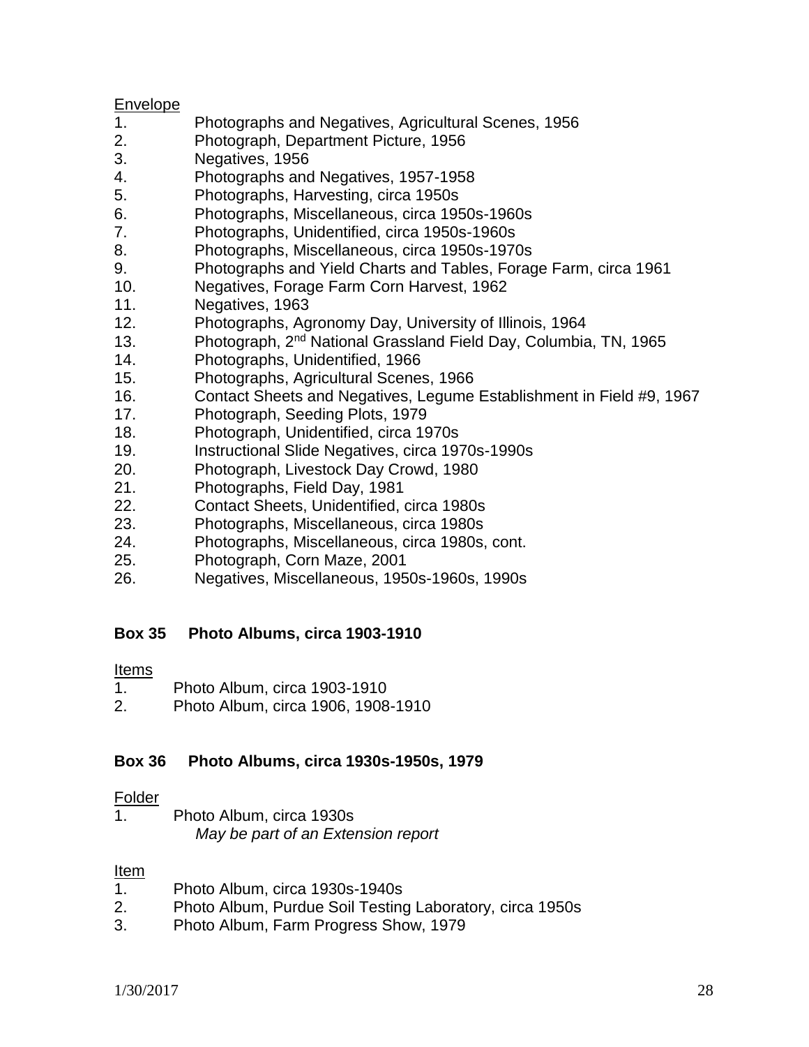Envelope

1. Photographs and Negatives, Agricultural Scenes, 1956
2. Photograph, Department Picture, 1956
3. Negatives, 1956
4. Photographs and Negatives, 1957-1958
5. Photographs, Harvesting, circa 1950s
6. Photographs, Miscellaneous, circa 1950s-1960s
7. Photographs, Unidentified, circa 1950s-1960s
8. Photographs, Miscellaneous, circa 1950s-1970s
9. Photographs and Yield Charts and Tables, Forage Farm, circa 1961
10. Negatives, Forage Farm Corn Harvest, 1962
11. Negatives, 1963
12. Photographs, Agronomy Day, University of Illinois, 1964
13. Photograph, 2nd National Grassland Field Day, Columbia, TN, 1965
14. Photographs, Unidentified, 1966
15. Photographs, Agricultural Scenes, 1966
16. Contact Sheets and Negatives, Legume Establishment in Field #9, 1967
17. Photograph, Seeding Plots, 1979
18. Photograph, Unidentified, circa 1970s
19. Instructional Slide Negatives, circa 1970s-1990s
20. Photograph, Livestock Day Crowd, 1980
21. Photographs, Field Day, 1981
22. Contact Sheets, Unidentified, circa 1980s
23. Photographs, Miscellaneous, circa 1980s
24. Photographs, Miscellaneous, circa 1980s, cont.
25. Photograph, Corn Maze, 2001
26. Negatives, Miscellaneous, 1950s-1960s, 1990s

**Box 35 Photo Albums, circa 1903-1910**

Items

1. Photo Album, circa 1903-1910
2. Photo Album, circa 1906, 1908-1910

**Box 36 Photo Albums, circa 1930s-1950s, 1979**

Folder

1. Photo Album, circa 1930s
   *May be part of an Extension report*

Item

1. Photo Album, circa 1930s-1940s
2. Photo Album, Purdue Soil Testing Laboratory, circa 1950s
3. Photo Album, Farm Progress Show, 1979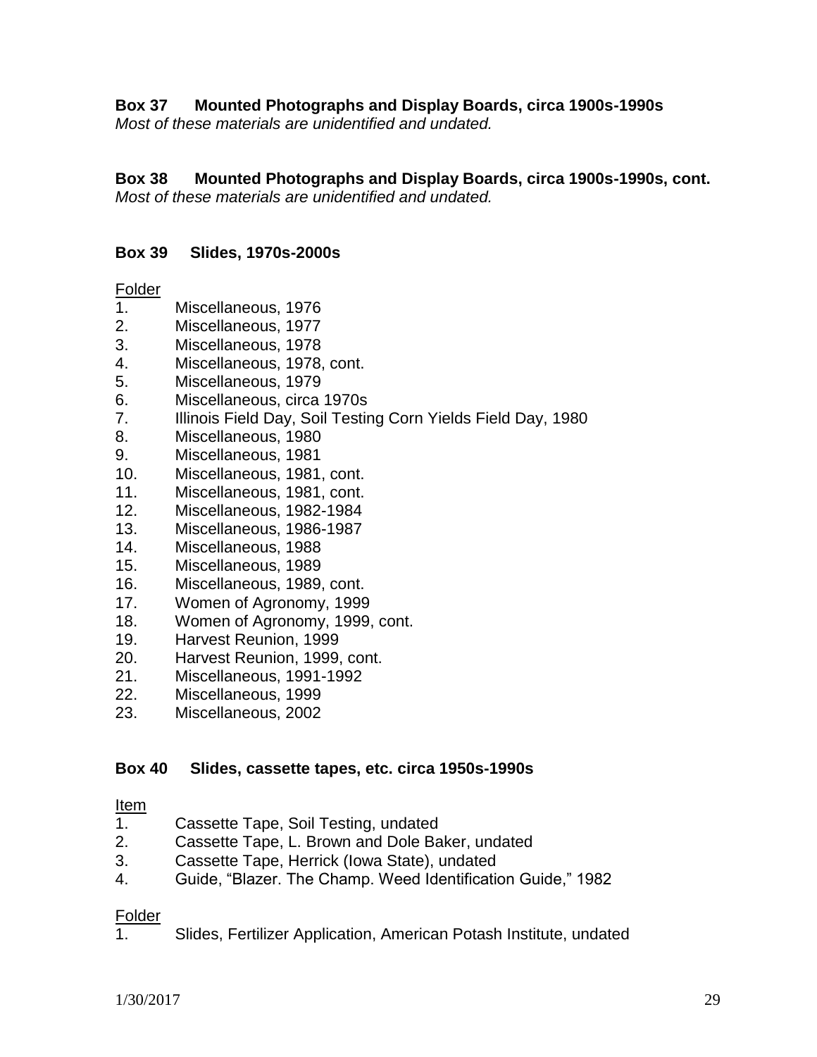**Box 37 Mounted Photographs and Display Boards, circa 1900s-1990s**

*Most of these materials are unidentified and undated.*

**Box 38 Mounted Photographs and Display Boards, circa 1900s-1990s, cont.**

*Most of these materials are unidentified and undated.*

**Box 39 Slides, 1970s-2000s**

Folder

1. Miscellaneous, 1976
2. Miscellaneous, 1977
3. Miscellaneous, 1978
4. Miscellaneous, 1978, cont.
5. Miscellaneous, 1979
6. Miscellaneous, circa 1970s
7. Illinois Field Day, Soil Testing Corn Yields Field Day, 1980
8. Miscellaneous, 1980
9. Miscellaneous, 1981
10. Miscellaneous, 1981, cont.
11. Miscellaneous, 1981, cont.
12. Miscellaneous, 1982-1984
13. Miscellaneous, 1986-1987
14. Miscellaneous, 1988
15. Miscellaneous, 1989
16. Miscellaneous, 1989, cont.
17. Women of Agronomy, 1999
18. Women of Agronomy, 1999, cont.
19. Harvest Reunion, 1999
20. Harvest Reunion, 1999, cont.
21. Miscellaneous, 1991-1992
22. Miscellaneous, 1999
23. Miscellaneous, 2002

**Box 40 Slides, cassette tapes, etc. circa 1950s-1990s**

Item

1. Cassette Tape, Soil Testing, undated
2. Cassette Tape, L. Brown and Dole Baker, undated
3. Cassette Tape, Herrick (Iowa State), undated
4. Guide, "Blazer. The Champ. Weed Identification Guide," 1982

Folder

1. Slides, Fertilizer Application, American Potash Institute, undated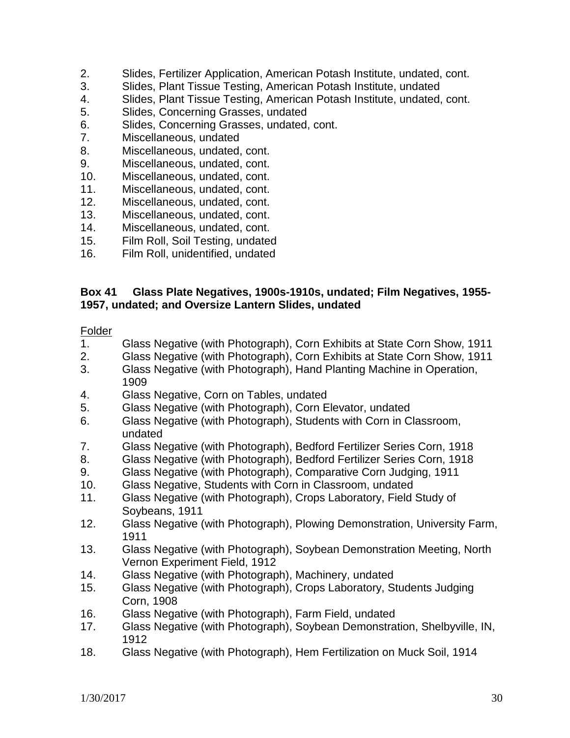2. Slides, Fertilizer Application, American Potash Institute, undated, cont.
3. Slides, Plant Tissue Testing, American Potash Institute, undated
4. Slides, Plant Tissue Testing, American Potash Institute, undated, cont.
5. Slides, Concerning Grasses, undated
6. Slides, Concerning Grasses, undated, cont.
7. Miscellaneous, undated
8. Miscellaneous, undated, cont.
9. Miscellaneous, undated, cont.
10. Miscellaneous, undated, cont.
11. Miscellaneous, undated, cont.
12. Miscellaneous, undated, cont.
13. Miscellaneous, undated, cont.
14. Miscellaneous, undated, cont.
15. Film Roll, Soil Testing, undated
16. Film Roll, unidentified, undated

**Box 41 Glass Plate Negatives, 1900s-1910s, undated; Film Negatives, 1955-1957, undated; and Oversize Lantern Slides, undated**

Folder

1. Glass Negative (with Photograph), Corn Exhibits at State Corn Show, 1911
2. Glass Negative (with Photograph), Corn Exhibits at State Corn Show, 1911
3. Glass Negative (with Photograph), Hand Planting Machine in Operation, 1909
4. Glass Negative, Corn on Tables, undated
5. Glass Negative (with Photograph), Corn Elevator, undated
6. Glass Negative (with Photograph), Students with Corn in Classroom, undated
7. Glass Negative (with Photograph), Bedford Fertilizer Series Corn, 1918
8. Glass Negative (with Photograph), Bedford Fertilizer Series Corn, 1918
9. Glass Negative (with Photograph), Comparative Corn Judging, 1911
10. Glass Negative, Students with Corn in Classroom, undated
11. Glass Negative (with Photograph), Crops Laboratory, Field Study of Soybeans, 1911
12. Glass Negative (with Photograph), Plowing Demonstration, University Farm, 1911
13. Glass Negative (with Photograph), Soybean Demonstration Meeting, North Vernon Experiment Field, 1912
14. Glass Negative (with Photograph), Machinery, undated
15. Glass Negative (with Photograph), Crops Laboratory, Students Judging Corn, 1908
16. Glass Negative (with Photograph), Farm Field, undated
17. Glass Negative (with Photograph), Soybean Demonstration, Shelbyville, IN, 1912
18. Glass Negative (with Photograph), Hem Fertilization on Muck Soil, 1914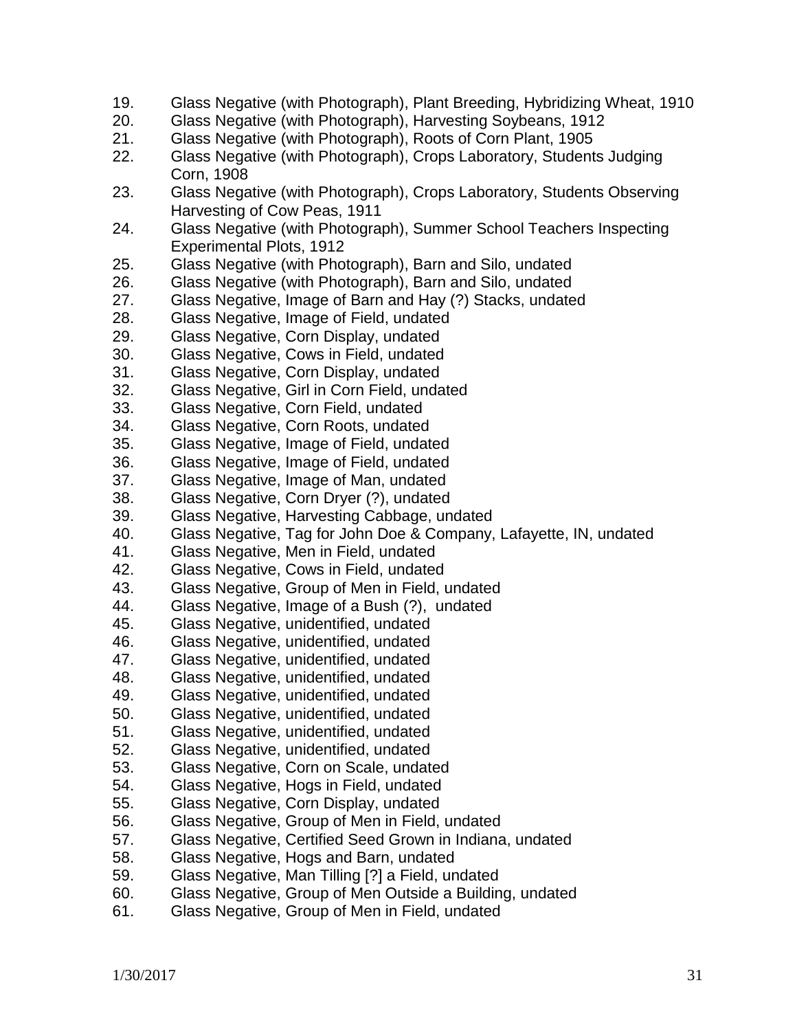19. Glass Negative (with Photograph), Plant Breeding, Hybridizing Wheat, 1910
20. Glass Negative (with Photograph), Harvesting Soybeans, 1912
21. Glass Negative (with Photograph), Roots of Corn Plant, 1905
22. Glass Negative (with Photograph), Crops Laboratory, Students Judging Corn, 1908
23. Glass Negative (with Photograph), Crops Laboratory, Students Observing Harvesting of Cow Peas, 1911
24. Glass Negative (with Photograph), Summer School Teachers Inspecting Experimental Plots, 1912
25. Glass Negative (with Photograph), Barn and Silo, undated
26. Glass Negative (with Photograph), Barn and Silo, undated
27. Glass Negative, Image of Barn and Hay (?) Stacks, undated
28. Glass Negative, Image of Field, undated
29. Glass Negative, Corn Display, undated
30. Glass Negative, Cows in Field, undated
31. Glass Negative, Corn Display, undated
32. Glass Negative, Girl in Corn Field, undated
33. Glass Negative, Corn Field, undated
34. Glass Negative, Corn Roots, undated
35. Glass Negative, Image of Field, undated
36. Glass Negative, Image of Field, undated
37. Glass Negative, Image of Man, undated
38. Glass Negative, Corn Dryer (?), undated
39. Glass Negative, Harvesting Cabbage, undated
40. Glass Negative, Tag for John Doe & Company, Lafayette, IN, undated
41. Glass Negative, Men in Field, undated
42. Glass Negative, Cows in Field, undated
43. Glass Negative, Group of Men in Field, undated
44. Glass Negative, Image of a Bush (?), undated
45. Glass Negative, unidentified, undated
46. Glass Negative, unidentified, undated
47. Glass Negative, unidentified, undated
48. Glass Negative, unidentified, undated
49. Glass Negative, unidentified, undated
50. Glass Negative, unidentified, undated
51. Glass Negative, unidentified, undated
52. Glass Negative, unidentified, undated
53. Glass Negative, Corn on Scale, undated
54. Glass Negative, Hogs in Field, undated
55. Glass Negative, Corn Display, undated
56. Glass Negative, Group of Men in Field, undated
57. Glass Negative, Certified Seed Grown in Indiana, undated
58. Glass Negative, Hogs and Barn, undated
59. Glass Negative, Man Tilling [?] a Field, undated
60. Glass Negative, Group of Men Outside a Building, undated
61. Glass Negative, Group of Men in Field, undated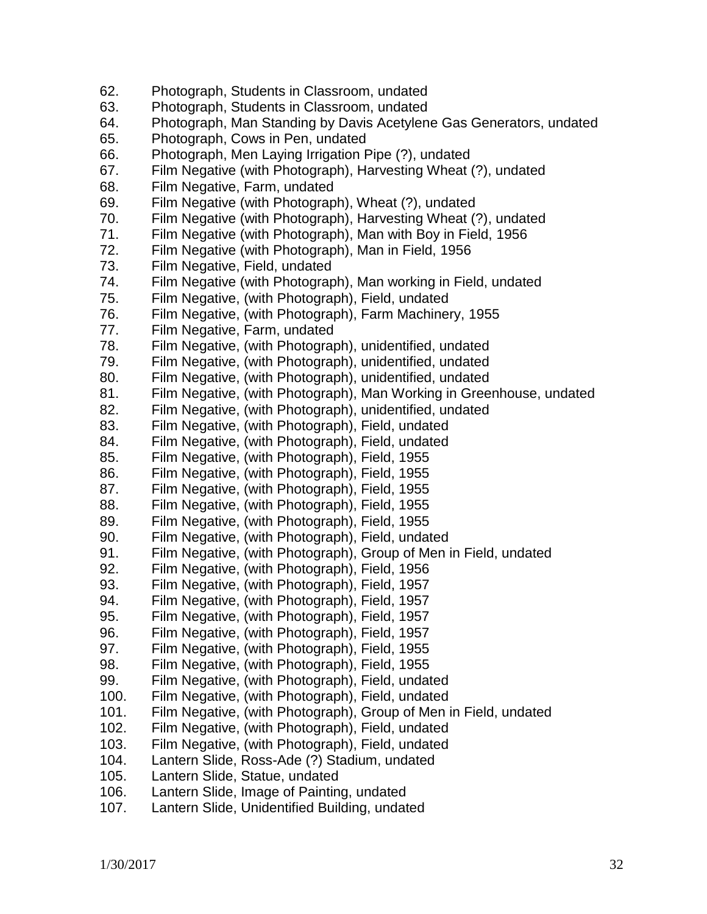62. Photograph, Students in Classroom, undated
63. Photograph, Students in Classroom, undated
64. Photograph, Man Standing by Davis Acetylene Gas Generators, undated
65. Photograph, Cows in Pen, undated
66. Photograph, Men Laying Irrigation Pipe (?), undated
67. Film Negative (with Photograph), Harvesting Wheat (?), undated
68. Film Negative, Farm, undated
69. Film Negative (with Photograph), Wheat (?), undated
70. Film Negative (with Photograph), Harvesting Wheat (?), undated
71. Film Negative (with Photograph), Man with Boy in Field, 1956
72. Film Negative (with Photograph), Man in Field, 1956
73. Film Negative, Field, undated
74. Film Negative (with Photograph), Man working in Field, undated
75. Film Negative, (with Photograph), Field, undated
76. Film Negative, (with Photograph), Farm Machinery, 1955
77. Film Negative, Farm, undated
78. Film Negative, (with Photograph), unidentified, undated
79. Film Negative, (with Photograph), unidentified, undated
80. Film Negative, (with Photograph), unidentified, undated
81. Film Negative, (with Photograph), Man Working in Greenhouse, undated
82. Film Negative, (with Photograph), unidentified, undated
83. Film Negative, (with Photograph), Field, undated
84. Film Negative, (with Photograph), Field, undated
85. Film Negative, (with Photograph), Field, 1955
86. Film Negative, (with Photograph), Field, 1955
87. Film Negative, (with Photograph), Field, 1955
88. Film Negative, (with Photograph), Field, 1955
89. Film Negative, (with Photograph), Field, 1955
90. Film Negative, (with Photograph), Field, undated
91. Film Negative, (with Photograph), Group of Men in Field, undated
92. Film Negative, (with Photograph), Field, 1956
93. Film Negative, (with Photograph), Field, 1957
94. Film Negative, (with Photograph), Field, 1957
95. Film Negative, (with Photograph), Field, 1957
96. Film Negative, (with Photograph), Field, 1957
97. Film Negative, (with Photograph), Field, 1955
98. Film Negative, (with Photograph), Field, 1955
99. Film Negative, (with Photograph), Field, undated
100. Film Negative, (with Photograph), Field, undated
101. Film Negative, (with Photograph), Group of Men in Field, undated
102. Film Negative, (with Photograph), Field, undated
103. Film Negative, (with Photograph), Field, undated
104. Lantern Slide, Ross-Ade (?) Stadium, undated
105. Lantern Slide, Statue, undated
106. Lantern Slide, Image of Painting, undated
107. Lantern Slide, Unidentified Building, undated

1/30/2017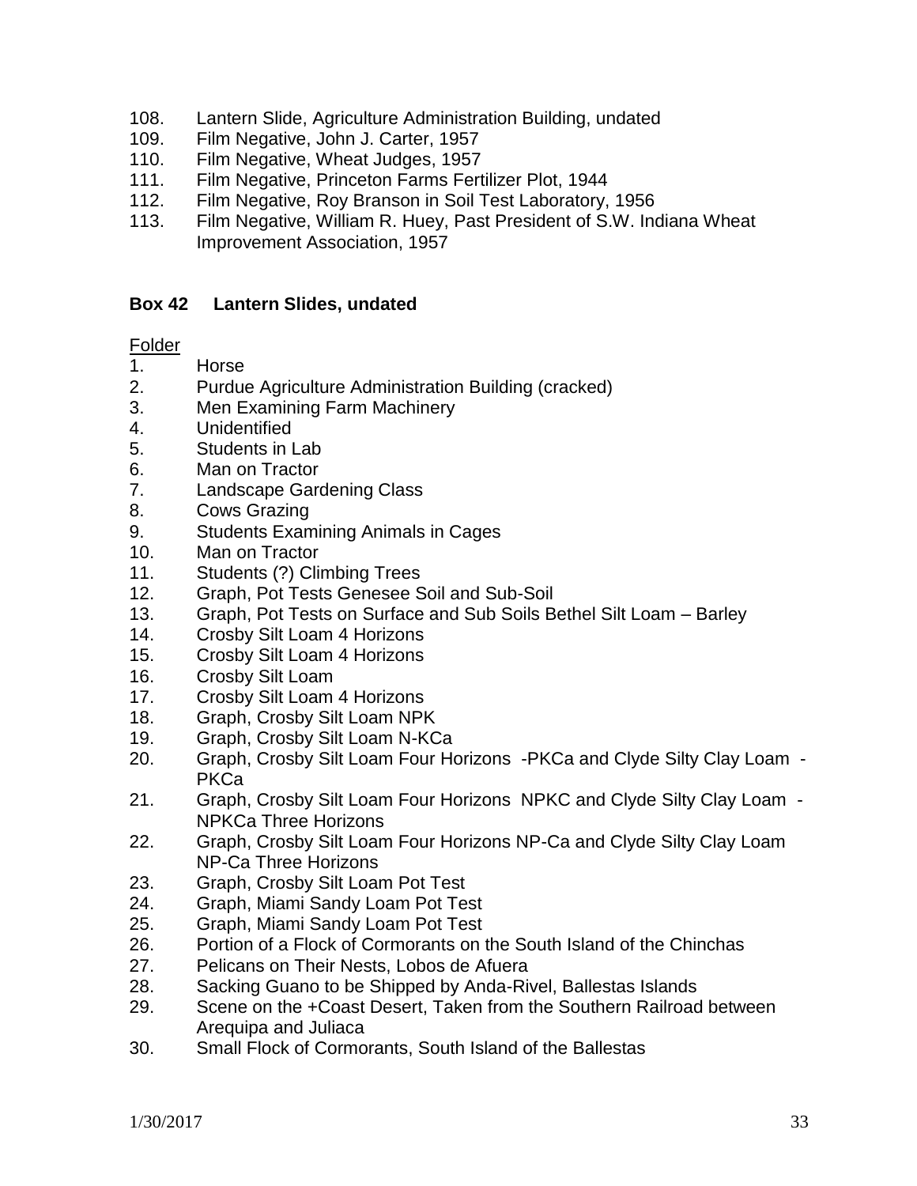108. Lantern Slide, Agriculture Administration Building, undated
109. Film Negative, John J. Carter, 1957
110. Film Negative, Wheat Judges, 1957
111. Film Negative, Princeton Farms Fertilizer Plot, 1944
112. Film Negative, Roy Branson in Soil Test Laboratory, 1956
113. Film Negative, William R. Huey, Past President of S.W. Indiana Wheat Improvement Association, 1957

**Box 42 Lantern Slides, undated**

Folder

1. Horse
2. Purdue Agriculture Administration Building (cracked)
3. Men Examining Farm Machinery
4. Unidentified
5. Students in Lab
6. Man on Tractor
7. Landscape Gardening Class
8. Cows Grazing
9. Students Examining Animals in Cages
10. Man on Tractor
11. Students (?) Climbing Trees
12. Graph, Pot Tests Genesee Soil and Sub-Soil
13. Graph, Pot Tests on Surface and Sub Soils Bethel Silt Loam – Barley
14. Crosby Silt Loam 4 Horizons
15. Crosby Silt Loam 4 Horizons
16. Crosby Silt Loam
17. Crosby Silt Loam 4 Horizons
18. Graph, Crosby Silt Loam NPK
19. Graph, Crosby Silt Loam N-KCa
20. Graph, Crosby Silt Loam Four Horizons -PKCa and Clyde Silty Clay Loam - PKCa
21. Graph, Crosby Silt Loam Four Horizons NPKC and Clyde Silty Clay Loam - NPKCa Three Horizons
22. Graph, Crosby Silt Loam Four Horizons NP-Ca and Clyde Silty Clay Loam NP-Ca Three Horizons
23. Graph, Crosby Silt Loam Pot Test
24. Graph, Miami Sandy Loam Pot Test
25. Graph, Miami Sandy Loam Pot Test
26. Portion of a Flock of Cormorants on the South Island of the Chinchas
27. Pelicans on Their Nests, Lobos de Afuera
28. Sacking Guano to be Shipped by Anda-Rivel, Ballestas Islands
29. Scene on the +Coast Desert, Taken from the Southern Railroad between Arequipa and Juliaca
30. Small Flock of Cormorants, South Island of the Ballestas

1/30/2017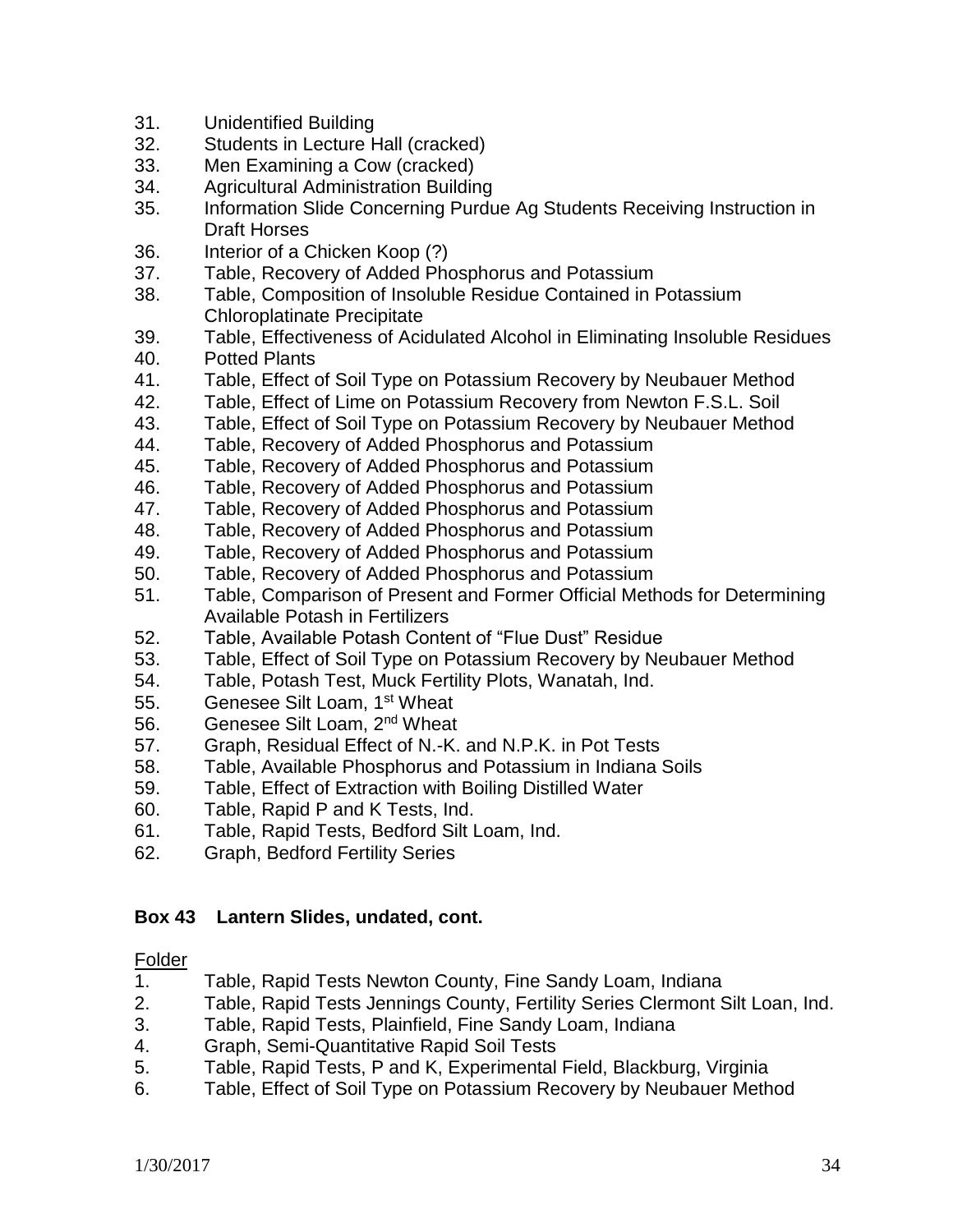31. Unidentified Building
32. Students in Lecture Hall (cracked)
33. Men Examining a Cow (cracked)
34. Agricultural Administration Building
35. Information Slide Concerning Purdue Ag Students Receiving Instruction in Draft Horses
36. Interior of a Chicken Koop (?)
37. Table, Recovery of Added Phosphorus and Potassium
38. Table, Composition of Insoluble Residue Contained in Potassium Chloroplatinate Precipitate
39. Table, Effectiveness of Acidulated Alcohol in Eliminating Insoluble Residues
40. Potted Plants
41. Table, Effect of Soil Type on Potassium Recovery by Neubauer Method
42. Table, Effect of Lime on Potassium Recovery from Newton F.S.L. Soil
43. Table, Effect of Soil Type on Potassium Recovery by Neubauer Method
44. Table, Recovery of Added Phosphorus and Potassium
45. Table, Recovery of Added Phosphorus and Potassium
46. Table, Recovery of Added Phosphorus and Potassium
47. Table, Recovery of Added Phosphorus and Potassium
48. Table, Recovery of Added Phosphorus and Potassium
49. Table, Recovery of Added Phosphorus and Potassium
50. Table, Recovery of Added Phosphorus and Potassium
51. Table, Comparison of Present and Former Official Methods for Determining Available Potash in Fertilizers
52. Table, Available Potash Content of “Flue Dust” Residue
53. Table, Effect of Soil Type on Potassium Recovery by Neubauer Method
54. Table, Potash Test, Muck Fertility Plots, Wanatah, Ind.
55. Genesee Silt Loam, 1st Wheat
56. Genesee Silt Loam, 2nd Wheat
57. Graph, Residual Effect of N.-K. and N.P.K. in Pot Tests
58. Table, Available Phosphorus and Potassium in Indiana Soils
59. Table, Effect of Extraction with Boiling Distilled Water
60. Table, Rapid P and K Tests, Ind.
61. Table, Rapid Tests, Bedford Silt Loam, Ind.
62. Graph, Bedford Fertility Series

**Box 43 Lantern Slides, undated, cont.**

Folder

1. Table, Rapid Tests Newton County, Fine Sandy Loam, Indiana
2. Table, Rapid Tests Jennings County, Fertility Series Clermont Silt Loan, Ind.
3. Table, Rapid Tests, Plainfield, Fine Sandy Loam, Indiana
4. Graph, Semi-Quantitative Rapid Soil Tests
5. Table, Rapid Tests, P and K, Experimental Field, Blackburg, Virginia
6. Table, Effect of Soil Type on Potassium Recovery by Neubauer Method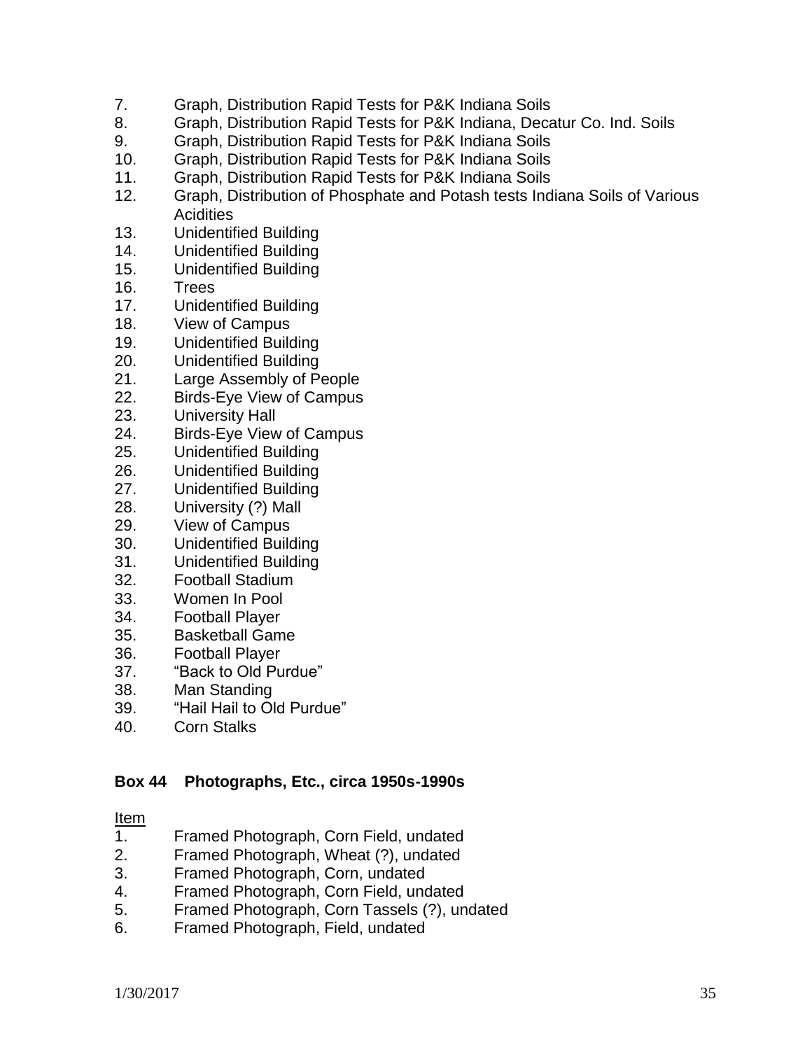7. Graph, Distribution Rapid Tests for P&K Indiana Soils
8. Graph, Distribution Rapid Tests for P&K Indiana, Decatur Co. Ind. Soils
9. Graph, Distribution Rapid Tests for P&K Indiana Soils
10. Graph, Distribution Rapid Tests for P&K Indiana Soils
11. Graph, Distribution Rapid Tests for P&K Indiana Soils
12. Graph, Distribution of Phosphate and Potash tests Indiana Soils of Various Acidities
13. Unidentified Building
14. Unidentified Building
15. Unidentified Building
16. Trees
17. Unidentified Building
18. View of Campus
19. Unidentified Building
20. Unidentified Building
21. Large Assembly of People
22. Birds-Eye View of Campus
23. University Hall
24. Birds-Eye View of Campus
25. Unidentified Building
26. Unidentified Building
27. Unidentified Building
28. University (?) Mall
29. View of Campus
30. Unidentified Building
31. Unidentified Building
32. Football Stadium
33. Women In Pool
34. Football Player
35. Basketball Game
36. Football Player
37. "Back to Old Purdue"
38. Man Standing
39. "Hail Hail to Old Purdue"
40. Corn Stalks

**Box 44 Photographs, Etc., circa 1950s-1990s**

Item

1. Framed Photograph, Corn Field, undated
2. Framed Photograph, Wheat (?), undated
3. Framed Photograph, Corn, undated
4. Framed Photograph, Corn Field, undated
5. Framed Photograph, Corn Tassels (?), undated
6. Framed Photograph, Field, undated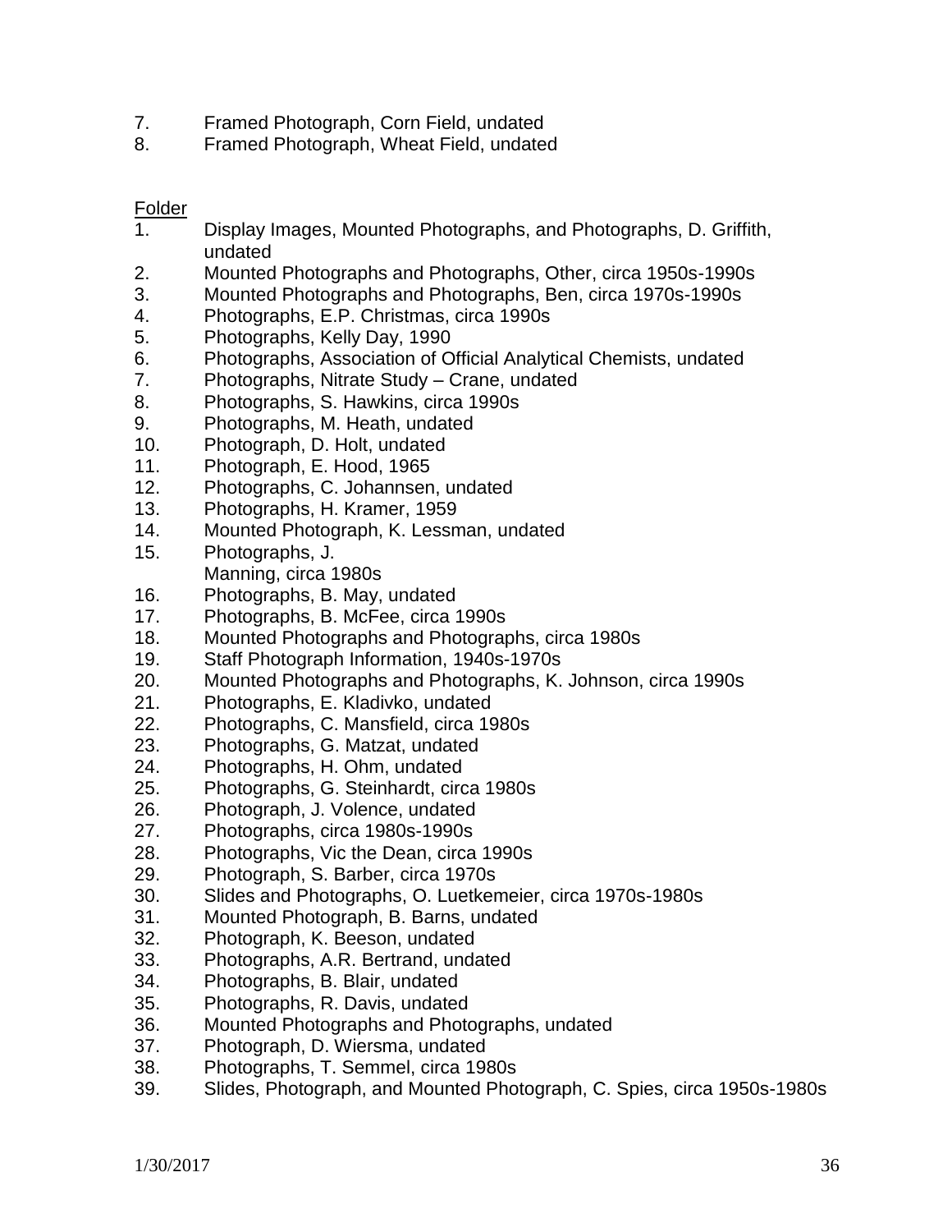7. Framed Photograph, Corn Field, undated
8. Framed Photograph, Wheat Field, undated

<u>Folder</u>

1. Display Images, Mounted Photographs, and Photographs, D. Griffith, undated
2. Mounted Photographs and Photographs, Other, circa 1950s-1990s
3. Mounted Photographs and Photographs, Ben, circa 1970s-1990s
4. Photographs, E.P. Christmas, circa 1990s
5. Photographs, Kelly Day, 1990
6. Photographs, Association of Official Analytical Chemists, undated
7. Photographs, Nitrate Study – Crane, undated
8. Photographs, S. Hawkins, circa 1990s
9. Photographs, M. Heath, undated
10. Photograph, D. Holt, undated
11. Photograph, E. Hood, 1965
12. Photographs, C. Johannsen, undated
13. Photographs, H. Kramer, 1959
14. Mounted Photograph, K. Lessman, undated
15. Photographs, J. Manning, circa 1980s
16. Photographs, B. May, undated
17. Photographs, B. McFee, circa 1990s
18. Mounted Photographs and Photographs, circa 1980s
19. Staff Photograph Information, 1940s-1970s
20. Mounted Photographs and Photographs, K. Johnson, circa 1990s
21. Photographs, E. Kladivko, undated
22. Photographs, C. Mansfield, circa 1980s
23. Photographs, G. Matzat, undated
24. Photographs, H. Ohm, undated
25. Photographs, G. Steinhardt, circa 1980s
26. Photograph, J. Volence, undated
27. Photographs, circa 1980s-1990s
28. Photographs, Vic the Dean, circa 1990s
29. Photograph, S. Barber, circa 1970s
30. Slides and Photographs, O. Luetkemeier, circa 1970s-1980s
31. Mounted Photograph, B. Barns, undated
32. Photograph, K. Beeson, undated
33. Photographs, A.R. Bertrand, undated
34. Photographs, B. Blair, undated
35. Photographs, R. Davis, undated
36. Mounted Photographs and Photographs, undated
37. Photograph, D. Wiersma, undated
38. Photographs, T. Semmel, circa 1980s
39. Slides, Photograph, and Mounted Photograph, C. Spies, circa 1950s-1980s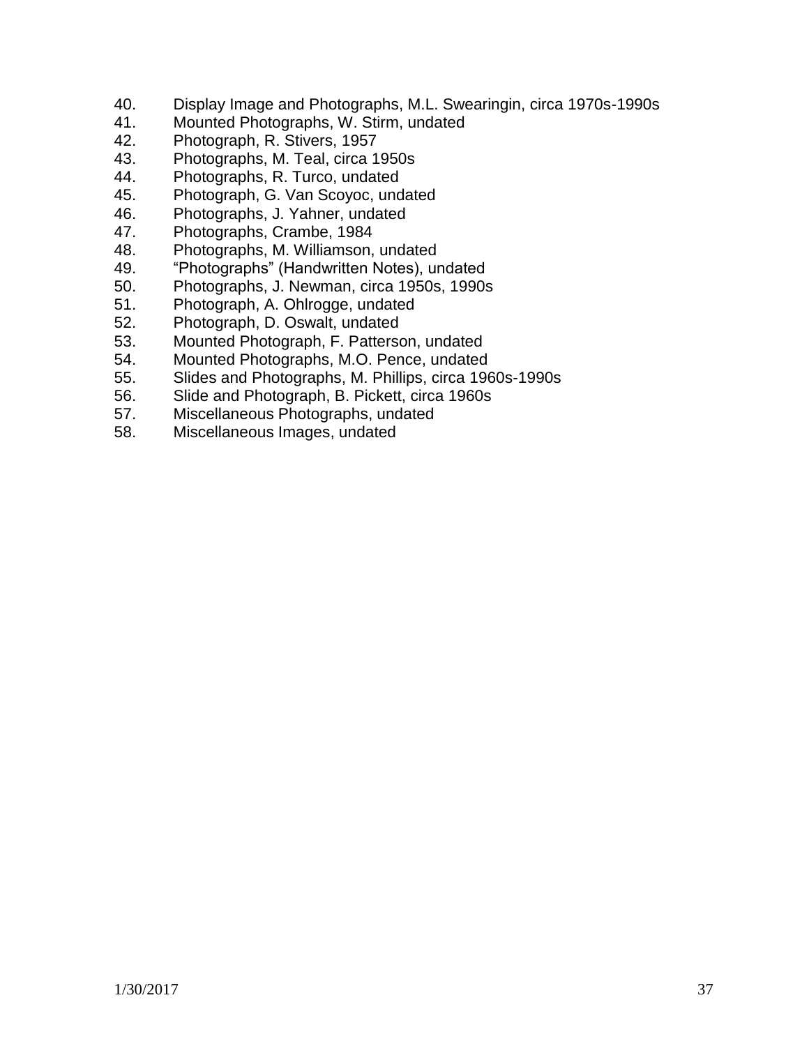40. Display Image and Photographs, M.L. Swearingin, circa 1970s-1990s
41. Mounted Photographs, W. Stirm, undated
42. Photograph, R. Stivers, 1957
43. Photographs, M. Teal, circa 1950s
44. Photographs, R. Turco, undated
45. Photograph, G. Van Scoyoc, undated
46. Photographs, J. Yahner, undated
47. Photographs, Crambe, 1984
48. Photographs, M. Williamson, undated
49. "Photographs" (Handwritten Notes), undated
50. Photographs, J. Newman, circa 1950s, 1990s
51. Photograph, A. Ohlrogge, undated
52. Photograph, D. Oswalt, undated
53. Mounted Photograph, F. Patterson, undated
54. Mounted Photographs, M.O. Pence, undated
55. Slides and Photographs, M. Phillips, circa 1960s-1990s
56. Slide and Photograph, B. Pickett, circa 1960s
57. Miscellaneous Photographs, undated
58. Miscellaneous Images, undated